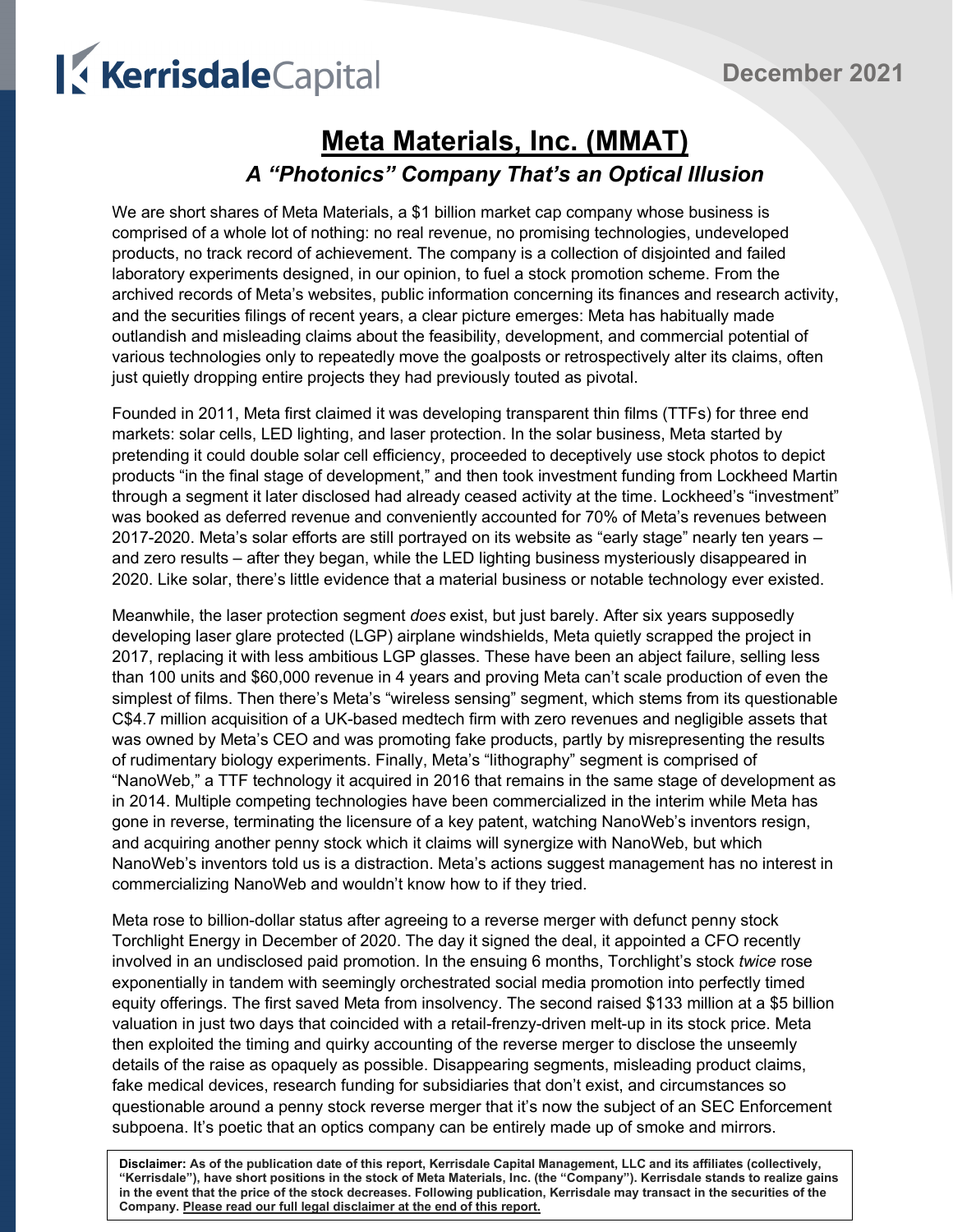Kerrisdale Capital

December 2021

# Meta Materials, Inc. (MMAT)

## *A "Photonics" Company That's an Optical Illusion*

We are short shares of Meta Materials, a $1 billion market cap company whose business is comprised of a whole lot of nothing: no real revenue, no promising technologies, undeveloped products, no track record of achievement. The company is a collection of disjointed and failed laboratory experiments designed, in our opinion, to fuel a stock promotion scheme. From the archived records of Meta's websites, public information concerning its finances and research activity, and the securities filings of recent years, a clear picture emerges: Meta has habitually made outlandish and misleading claims about the feasibility, development, and commercial potential of various technologies only to repeatedly move the goalposts or retrospectively alter its claims, often just quietly dropping entire projects they had previously touted as pivotal.

Founded in 2011, Meta first claimed it was developing transparent thin films (TTFs) for three end markets: solar cells, LED lighting, and laser protection. In the solar business, Meta started by pretending it could double solar cell efficiency, proceeded to deceptively use stock photos to depict products "in the final stage of development," and then took investment funding from Lockheed Martin through a segment it later disclosed had already ceased activity at the time. Lockheed's "investment" was booked as deferred revenue and conveniently accounted for 70% of Meta's revenues between 2017-2020. Meta's solar efforts are still portrayed on its website as "early stage" nearly ten years – and zero results – after they began, while the LED lighting business mysteriously disappeared in 2020. Like solar, there's little evidence that a material business or notable technology ever existed.

Meanwhile, the laser protection segment *does* exist, but just barely. After six years supposedly developing laser glare protected (LGP) airplane windshields, Meta quietly scrapped the project in 2017, replacing it with less ambitious LGP glasses. These have been an abject failure, selling less than 100 units and $60,000 revenue in 4 years and proving Meta can't scale production of even the simplest of films. Then there's Meta's "wireless sensing" segment, which stems from its questionable C$4.7 million acquisition of a UK-based medtech firm with zero revenues and negligible assets that was owned by Meta's CEO and was promoting fake products, partly by misrepresenting the results of rudimentary biology experiments. Finally, Meta's "lithography" segment is comprised of "NanoWeb," a TTF technology it acquired in 2016 that remains in the same stage of development as in 2014. Multiple competing technologies have been commercialized in the interim while Meta has gone in reverse, terminating the licensure of a key patent, watching NanoWeb's inventors resign, and acquiring another penny stock which it claims will synergize with NanoWeb, but which NanoWeb's inventors told us is a distraction. Meta's actions suggest management has no interest in commercializing NanoWeb and wouldn't know how to if they tried.

Meta rose to billion-dollar status after agreeing to a reverse merger with defunct penny stock Torchlight Energy in December of 2020. The day it signed the deal, it appointed a CFO recently involved in an undisclosed paid promotion. In the ensuing 6 months, Torchlight's stock *twice* rose exponentially in tandem with seemingly orchestrated social media promotion into perfectly timed equity offerings. The first saved Meta from insolvency. The second raised $133 million at a $5 billion valuation in just two days that coincided with a retail-frenzy-driven melt-up in its stock price. Meta then exploited the timing and quirky accounting of the reverse merger to disclose the unseemly details of the raise as opaquely as possible. Disappearing segments, misleading product claims, fake medical devices, research funding for subsidiaries that don't exist, and circumstances so questionable around a penny stock reverse merger that it's now the subject of an SEC Enforcement subpoena. It's poetic that an optics company can be entirely made up of smoke and mirrors.

**Disclaimer: As of the publication date of this report, Kerrisdale Capital Management, LLC and its affiliates (collectively, "Kerrisdale"), have short positions in the stock of Meta Materials, Inc. (the "Company"). Kerrisdale stands to realize gains in the event that the price of the stock decreases. Following publication, Kerrisdale may transact in the securities of the Company. Please read our full legal disclaimer at the end of this report.**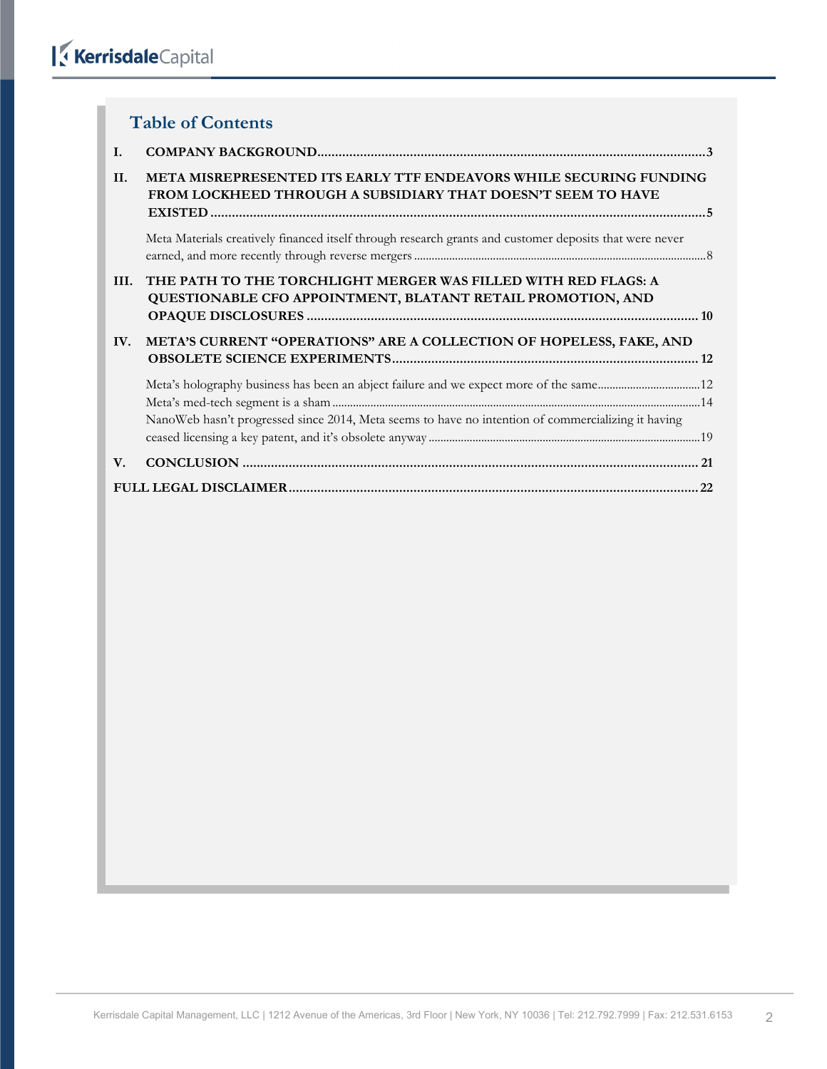## Table of Contents

**I. COMPANY BACKGROUND** .......... 3

**II. META MISREPRESENTED ITS EARLY TTF ENDEAVORS WHILE SECURING FUNDING FROM LOCKHEED THROUGH A SUBSIDIARY THAT DOESN'T SEEM TO HAVE EXISTED** .......... 5

- Meta Materials creatively financed itself through research grants and customer deposits that were never earned, and more recently through reverse mergers .......... 8

**III. THE PATH TO THE TORCHLIGHT MERGER WAS FILLED WITH RED FLAGS: A QUESTIONABLE CFO APPOINTMENT, BLATANT RETAIL PROMOTION, AND OPAQUE DISCLOSURES** .......... 10

**IV. META'S CURRENT "OPERATIONS" ARE A COLLECTION OF HOPELESS, FAKE, AND OBSOLETE SCIENCE EXPERIMENTS** .......... 12

- Meta's holography business has been an abject failure and we expect more of the same .......... 12
- Meta's med-tech segment is a sham .......... 14
- NanoWeb hasn't progressed since 2014, Meta seems to have no intention of commercializing it having ceased licensing a key patent, and it's obsolete anyway .......... 19

**V. CONCLUSION** .......... 21

**FULL LEGAL DISCLAIMER** .......... 22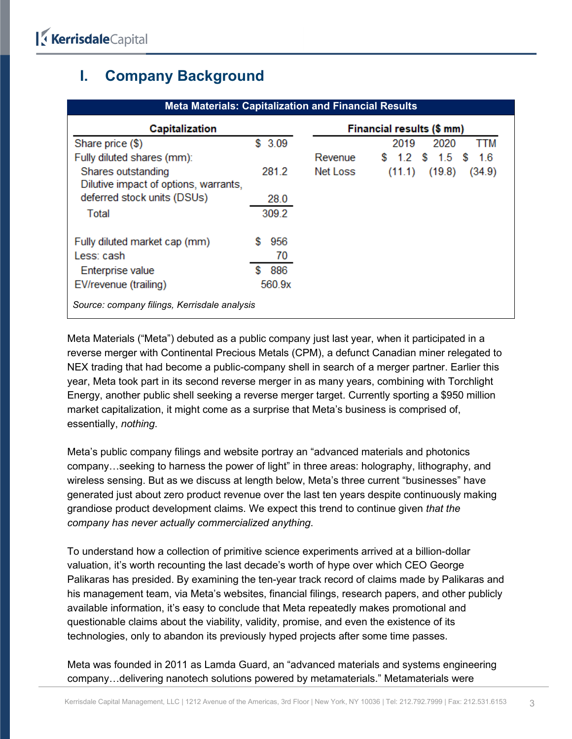# I. Company Background

| Meta Materials: Capitalization and Financial Results | | | | | |
|---|---|---|---|---|---|
| **Capitalization** | | **Financial results ($ mm)** | | | |
| | | | 2019 | 2020 | TTM |
| Share price ($) | $ 3.09 | Revenue | $ 1.2 | $ 1.5 | $ 1.6 |
| Fully diluted shares (mm): | | Net Loss | (11.1) | (19.8) | (34.9) |
| Shares outstanding | 281.2 | | | | |
| Dilutive impact of options, warrants, deferred stock units (DSUs) | 28.0 | | | | |
| Total | 309.2 | | | | |
| Fully diluted market cap (mm) | $ 956 | | | | |
| Less: cash | 70 | | | | |
| Enterprise value | $ 886 | | | | |
| EV/revenue (trailing) | 560.9x | | | | |

*Source: company filings, Kerrisdale analysis*

Meta Materials ("Meta") debuted as a public company just last year, when it participated in a reverse merger with Continental Precious Metals (CPM), a defunct Canadian miner relegated to NEX trading that had become a public-company shell in search of a merger partner. Earlier this year, Meta took part in its second reverse merger in as many years, combining with Torchlight Energy, another public shell seeking a reverse merger target. Currently sporting a $950 million market capitalization, it might come as a surprise that Meta's business is comprised of, essentially, *nothing*.

Meta's public company filings and website portray an "advanced materials and photonics company…seeking to harness the power of light" in three areas: holography, lithography, and wireless sensing. But as we discuss at length below, Meta's three current "businesses" have generated just about zero product revenue over the last ten years despite continuously making grandiose product development claims. We expect this trend to continue given *that the company has never actually commercialized anything*.

To understand how a collection of primitive science experiments arrived at a billion-dollar valuation, it's worth recounting the last decade's worth of hype over which CEO George Palikaras has presided. By examining the ten-year track record of claims made by Palikaras and his management team, via Meta's websites, financial filings, research papers, and other publicly available information, it's easy to conclude that Meta repeatedly makes promotional and questionable claims about the viability, validity, promise, and even the existence of its technologies, only to abandon its previously hyped projects after some time passes.

Meta was founded in 2011 as Lamda Guard, an "advanced materials and systems engineering company…delivering nanotech solutions powered by metamaterials." Metamaterials were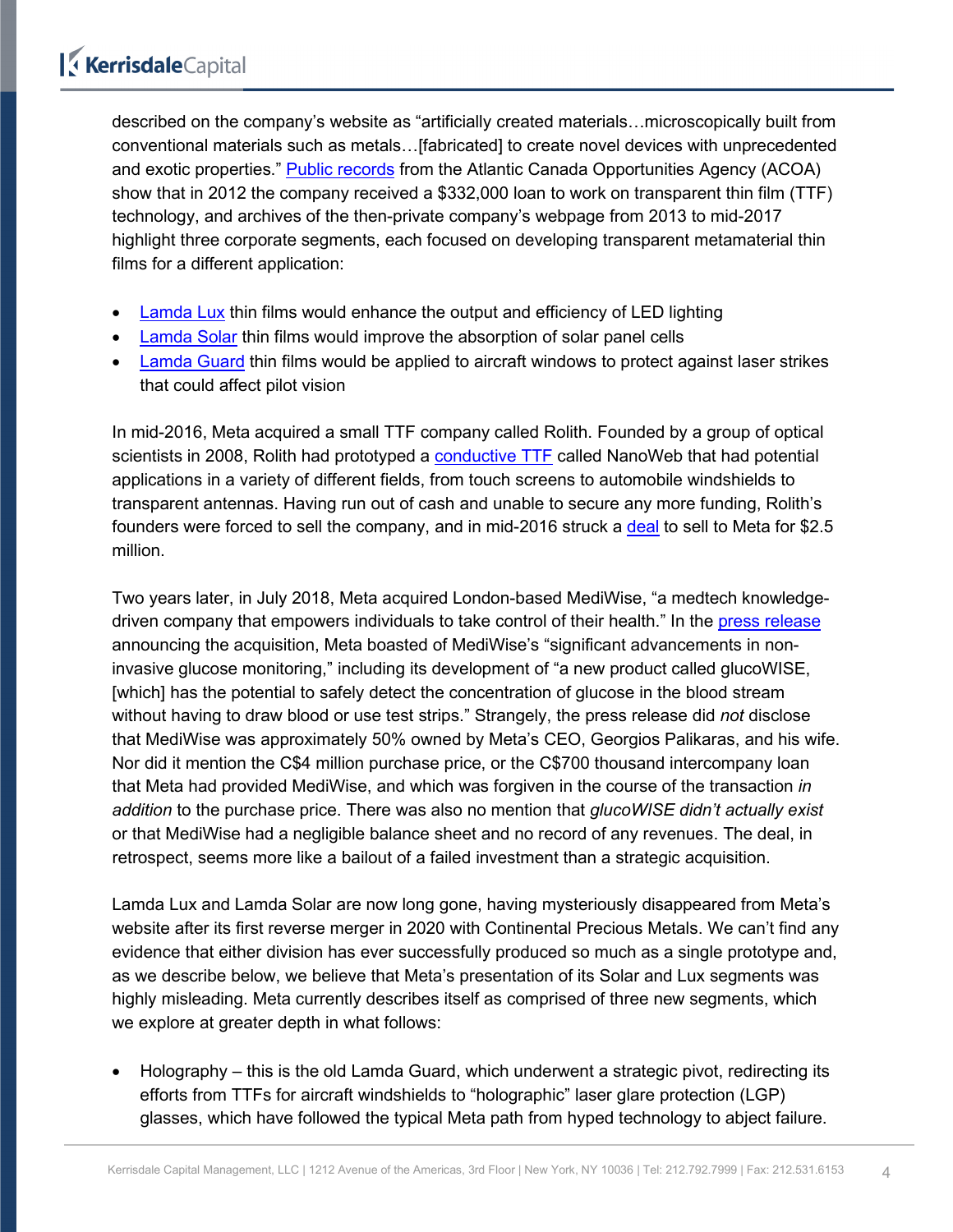described on the company's website as "artificially created materials…microscopically built from conventional materials such as metals…[fabricated] to create novel devices with unprecedented and exotic properties." Public records from the Atlantic Canada Opportunities Agency (ACOA) show that in 2012 the company received a $332,000 loan to work on transparent thin film (TTF) technology, and archives of the then-private company's webpage from 2013 to mid-2017 highlight three corporate segments, each focused on developing transparent metamaterial thin films for a different application:

- Lamda Lux thin films would enhance the output and efficiency of LED lighting
- Lamda Solar thin films would improve the absorption of solar panel cells
- Lamda Guard thin films would be applied to aircraft windows to protect against laser strikes that could affect pilot vision

In mid-2016, Meta acquired a small TTF company called Rolith. Founded by a group of optical scientists in 2008, Rolith had prototyped a conductive TTF called NanoWeb that had potential applications in a variety of different fields, from touch screens to automobile windshields to transparent antennas. Having run out of cash and unable to secure any more funding, Rolith's founders were forced to sell the company, and in mid-2016 struck a deal to sell to Meta for $2.5 million.

Two years later, in July 2018, Meta acquired London-based MediWise, "a medtech knowledge-driven company that empowers individuals to take control of their health." In the press release announcing the acquisition, Meta boasted of MediWise's "significant advancements in non-invasive glucose monitoring," including its development of "a new product called glucoWISE, [which] has the potential to safely detect the concentration of glucose in the blood stream without having to draw blood or use test strips." Strangely, the press release did *not* disclose that MediWise was approximately 50% owned by Meta's CEO, Georgios Palikaras, and his wife. Nor did it mention the C$4 million purchase price, or the C$700 thousand intercompany loan that Meta had provided MediWise, and which was forgiven in the course of the transaction *in addition* to the purchase price. There was also no mention that *glucoWISE didn't actually exist* or that MediWise had a negligible balance sheet and no record of any revenues. The deal, in retrospect, seems more like a bailout of a failed investment than a strategic acquisition.

Lamda Lux and Lamda Solar are now long gone, having mysteriously disappeared from Meta's website after its first reverse merger in 2020 with Continental Precious Metals. We can't find any evidence that either division has ever successfully produced so much as a single prototype and, as we describe below, we believe that Meta's presentation of its Solar and Lux segments was highly misleading. Meta currently describes itself as comprised of three new segments, which we explore at greater depth in what follows:

- Holography – this is the old Lamda Guard, which underwent a strategic pivot, redirecting its efforts from TTFs for aircraft windshields to "holographic" laser glare protection (LGP) glasses, which have followed the typical Meta path from hyped technology to abject failure.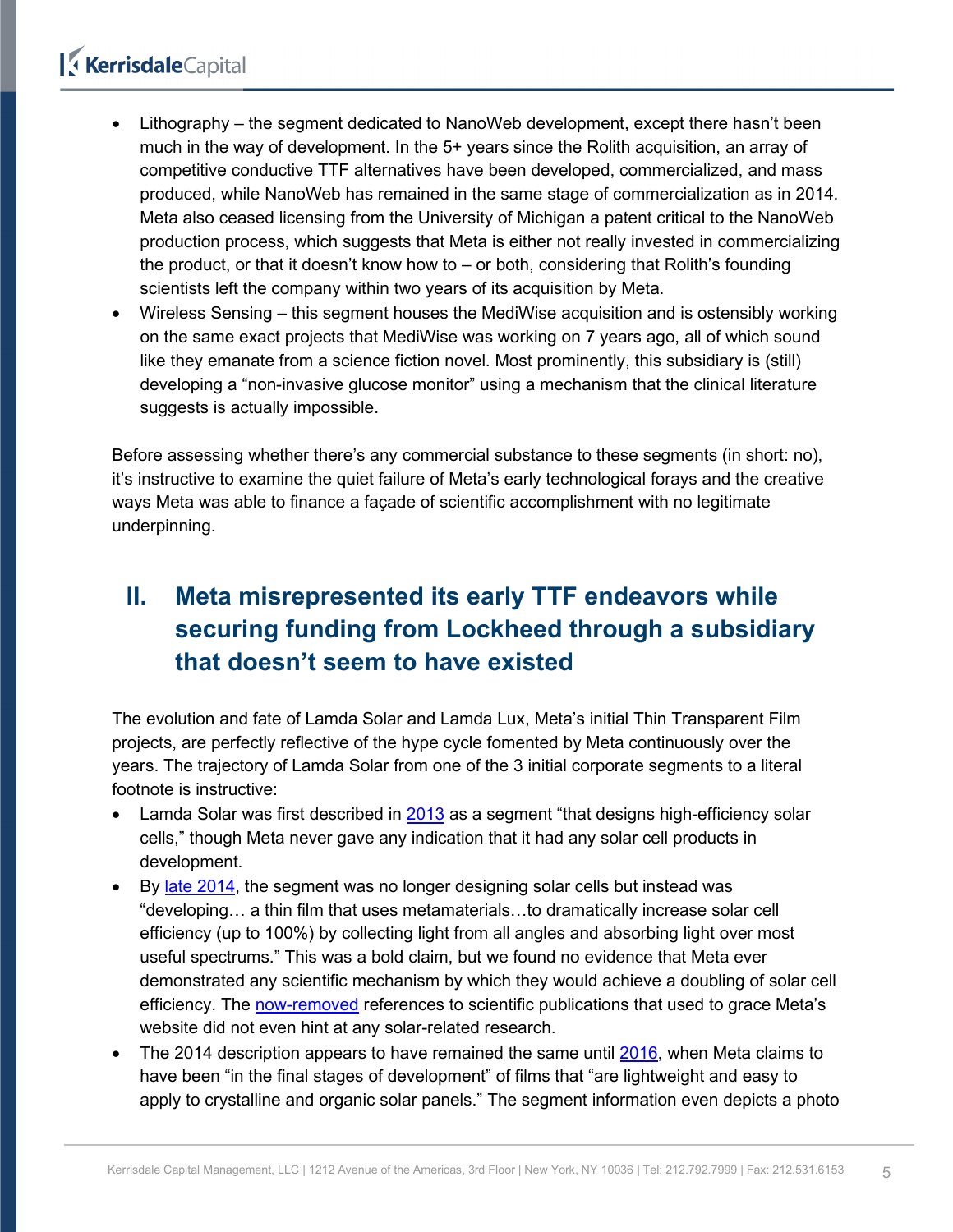- Lithography – the segment dedicated to NanoWeb development, except there hasn't been much in the way of development. In the 5+ years since the Rolith acquisition, an array of competitive conductive TTF alternatives have been developed, commercialized, and mass produced, while NanoWeb has remained in the same stage of commercialization as in 2014. Meta also ceased licensing from the University of Michigan a patent critical to the NanoWeb production process, which suggests that Meta is either not really invested in commercializing the product, or that it doesn't know how to – or both, considering that Rolith's founding scientists left the company within two years of its acquisition by Meta.
- Wireless Sensing – this segment houses the MediWise acquisition and is ostensibly working on the same exact projects that MediWise was working on 7 years ago, all of which sound like they emanate from a science fiction novel. Most prominently, this subsidiary is (still) developing a "non-invasive glucose monitor" using a mechanism that the clinical literature suggests is actually impossible.

Before assessing whether there's any commercial substance to these segments (in short: no), it's instructive to examine the quiet failure of Meta's early technological forays and the creative ways Meta was able to finance a façade of scientific accomplishment with no legitimate underpinning.

## II. Meta misrepresented its early TTF endeavors while securing funding from Lockheed through a subsidiary that doesn't seem to have existed

The evolution and fate of Lamda Solar and Lamda Lux, Meta's initial Thin Transparent Film projects, are perfectly reflective of the hype cycle fomented by Meta continuously over the years. The trajectory of Lamda Solar from one of the 3 initial corporate segments to a literal footnote is instructive:

- Lamda Solar was first described in 2013 as a segment "that designs high-efficiency solar cells," though Meta never gave any indication that it had any solar cell products in development.
- By late 2014, the segment was no longer designing solar cells but instead was "developing… a thin film that uses metamaterials…to dramatically increase solar cell efficiency (up to 100%) by collecting light from all angles and absorbing light over most useful spectrums." This was a bold claim, but we found no evidence that Meta ever demonstrated any scientific mechanism by which they would achieve a doubling of solar cell efficiency. The now-removed references to scientific publications that used to grace Meta's website did not even hint at any solar-related research.
- The 2014 description appears to have remained the same until 2016, when Meta claims to have been "in the final stages of development" of films that "are lightweight and easy to apply to crystalline and organic solar panels." The segment information even depicts a photo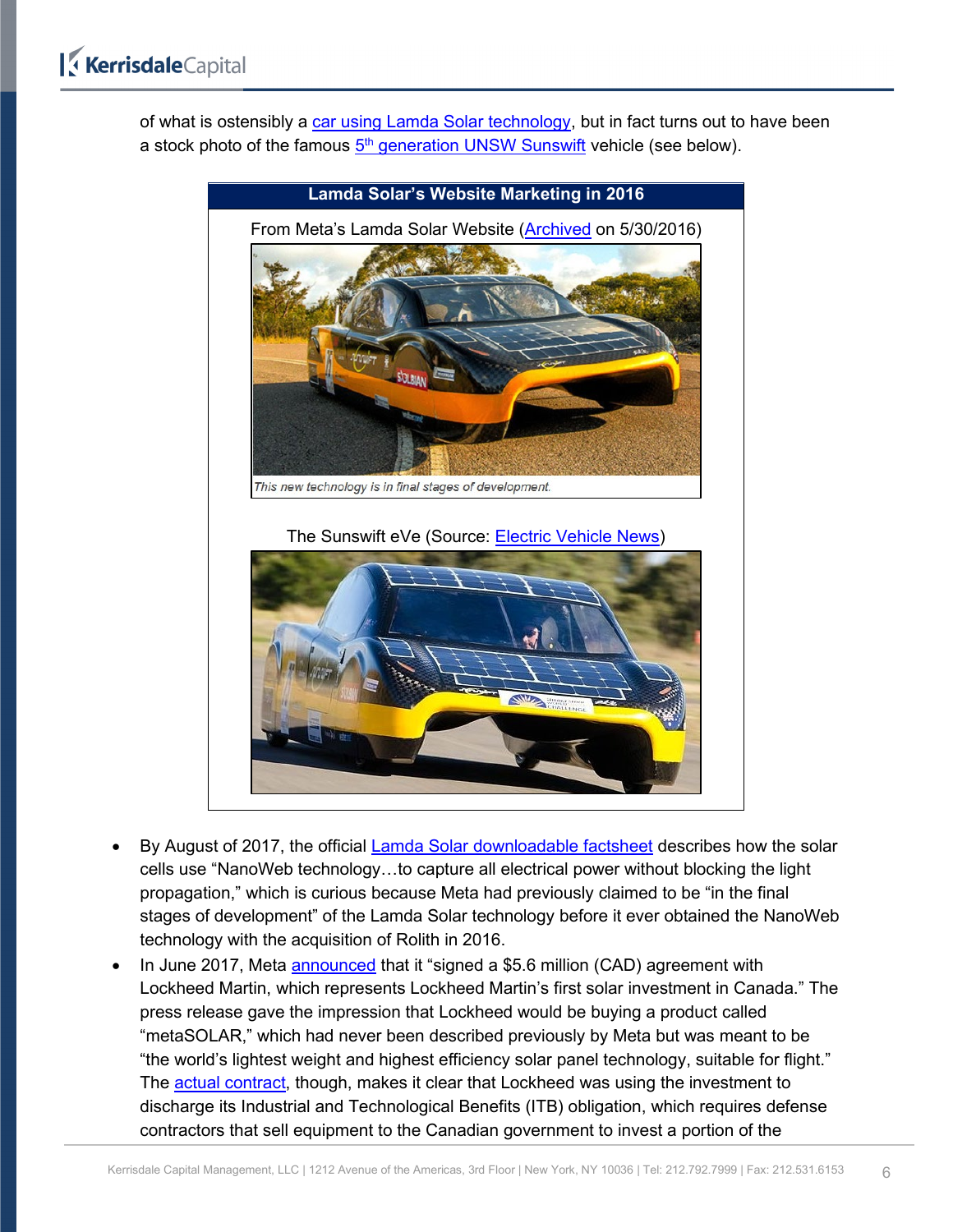of what is ostensibly a car using Lamda Solar technology, but in fact turns out to have been a stock photo of the famous 5th generation UNSW Sunswift vehicle (see below).

**Lamda Solar's Website Marketing in 2016**

From Meta's Lamda Solar Website (Archived on 5/30/2016)

*This new technology is in final stages of development.*

The Sunswift eVe (Source: Electric Vehicle News)

- By August of 2017, the official Lamda Solar downloadable factsheet describes how the solar cells use "NanoWeb technology…to capture all electrical power without blocking the light propagation," which is curious because Meta had previously claimed to be "in the final stages of development" of the Lamda Solar technology before it ever obtained the NanoWeb technology with the acquisition of Rolith in 2016.
- In June 2017, Meta announced that it "signed a $5.6 million (CAD) agreement with Lockheed Martin, which represents Lockheed Martin's first solar investment in Canada." The press release gave the impression that Lockheed would be buying a product called "metaSOLAR," which had never been described previously by Meta but was meant to be "the world's lightest weight and highest efficiency solar panel technology, suitable for flight." The actual contract, though, makes it clear that Lockheed was using the investment to discharge its Industrial and Technological Benefits (ITB) obligation, which requires defense contractors that sell equipment to the Canadian government to invest a portion of the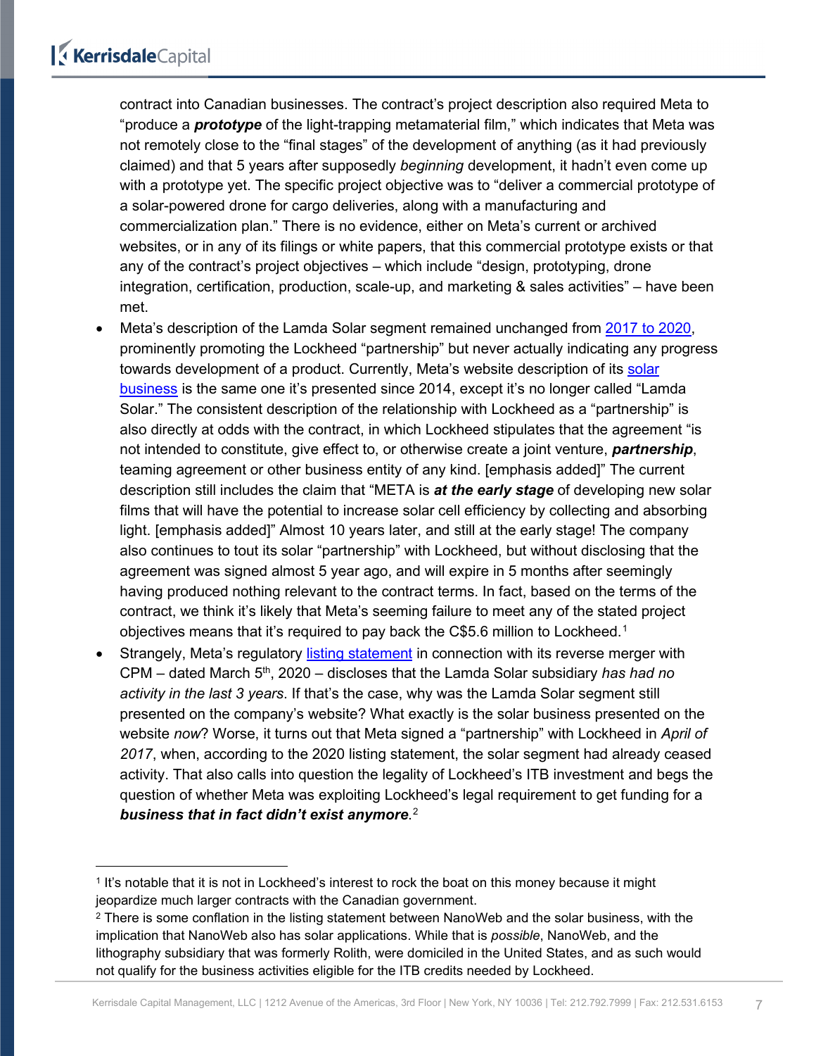contract into Canadian businesses. The contract's project description also required Meta to "produce a ***prototype*** of the light-trapping metamaterial film," which indicates that Meta was not remotely close to the "final stages" of the development of anything (as it had previously claimed) and that 5 years after supposedly *beginning* development, it hadn't even come up with a prototype yet. The specific project objective was to "deliver a commercial prototype of a solar-powered drone for cargo deliveries, along with a manufacturing and commercialization plan." There is no evidence, either on Meta's current or archived websites, or in any of its filings or white papers, that this commercial prototype exists or that any of the contract's project objectives – which include "design, prototyping, drone integration, certification, production, scale-up, and marketing & sales activities" – have been met.

- Meta's description of the Lamda Solar segment remained unchanged from 2017 to 2020, prominently promoting the Lockheed "partnership" but never actually indicating any progress towards development of a product. Currently, Meta's website description of its solar business is the same one it's presented since 2014, except it's no longer called "Lamda Solar." The consistent description of the relationship with Lockheed as a "partnership" is also directly at odds with the contract, in which Lockheed stipulates that the agreement "is not intended to constitute, give effect to, or otherwise create a joint venture, ***partnership***, teaming agreement or other business entity of any kind. [emphasis added]" The current description still includes the claim that "META is ***at the early stage*** of developing new solar films that will have the potential to increase solar cell efficiency by collecting and absorbing light. [emphasis added]" Almost 10 years later, and still at the early stage! The company also continues to tout its solar "partnership" with Lockheed, but without disclosing that the agreement was signed almost 5 year ago, and will expire in 5 months after seemingly having produced nothing relevant to the contract terms. In fact, based on the terms of the contract, we think it's likely that Meta's seeming failure to meet any of the stated project objectives means that it's required to pay back the C$5.6 million to Lockheed.[1]
- Strangely, Meta's regulatory listing statement in connection with its reverse merger with CPM – dated March 5th, 2020 – discloses that the Lamda Solar subsidiary *has had no activity in the last 3 years*. If that's the case, why was the Lamda Solar segment still presented on the company's website? What exactly is the solar business presented on the website *now*? Worse, it turns out that Meta signed a "partnership" with Lockheed in *April of 2017*, when, according to the 2020 listing statement, the solar segment had already ceased activity. That also calls into question the legality of Lockheed's ITB investment and begs the question of whether Meta was exploiting Lockheed's legal requirement to get funding for a ***business that in fact didn't exist anymore***.[2]

---

[1] It's notable that it is not in Lockheed's interest to rock the boat on this money because it might jeopardize much larger contracts with the Canadian government.

[2] There is some conflation in the listing statement between NanoWeb and the solar business, with the implication that NanoWeb also has solar applications. While that is *possible*, NanoWeb, and the lithography subsidiary that was formerly Rolith, were domiciled in the United States, and as such would not qualify for the business activities eligible for the ITB credits needed by Lockheed.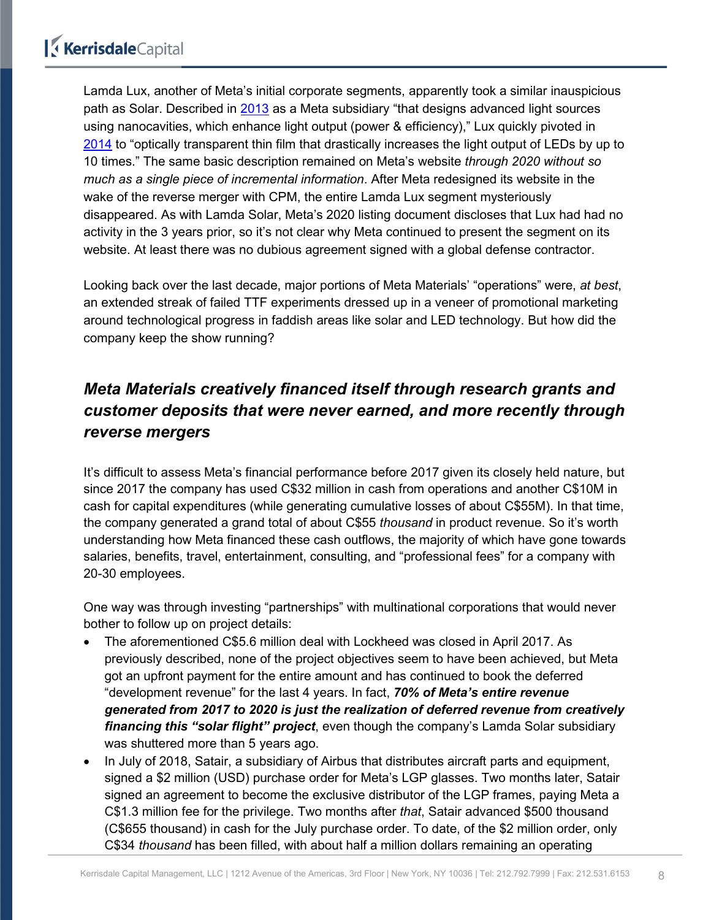Lamda Lux, another of Meta's initial corporate segments, apparently took a similar inauspicious path as Solar. Described in [2013](#) as a Meta subsidiary "that designs advanced light sources using nanocavities, which enhance light output (power & efficiency)," Lux quickly pivoted in [2014](#) to "optically transparent thin film that drastically increases the light output of LEDs by up to 10 times." The same basic description remained on Meta's website *through 2020 without so much as a single piece of incremental information*. After Meta redesigned its website in the wake of the reverse merger with CPM, the entire Lamda Lux segment mysteriously disappeared. As with Lamda Solar, Meta's 2020 listing document discloses that Lux had had no activity in the 3 years prior, so it's not clear why Meta continued to present the segment on its website. At least there was no dubious agreement signed with a global defense contractor.

Looking back over the last decade, major portions of Meta Materials' "operations" were, *at best*, an extended streak of failed TTF experiments dressed up in a veneer of promotional marketing around technological progress in faddish areas like solar and LED technology. But how did the company keep the show running?

## *Meta Materials creatively financed itself through research grants and customer deposits that were never earned, and more recently through reverse mergers*

It's difficult to assess Meta's financial performance before 2017 given its closely held nature, but since 2017 the company has used C$32 million in cash from operations and another C$10M in cash for capital expenditures (while generating cumulative losses of about C$55M). In that time, the company generated a grand total of about C$55 *thousand* in product revenue. So it's worth understanding how Meta financed these cash outflows, the majority of which have gone towards salaries, benefits, travel, entertainment, consulting, and "professional fees" for a company with 20-30 employees.

One way was through investing "partnerships" with multinational corporations that would never bother to follow up on project details:

- The aforementioned C$5.6 million deal with Lockheed was closed in April 2017. As previously described, none of the project objectives seem to have been achieved, but Meta got an upfront payment for the entire amount and has continued to book the deferred "development revenue" for the last 4 years. In fact, ***70% of Meta's entire revenue generated from 2017 to 2020 is just the realization of deferred revenue from creatively financing this "solar flight" project***, even though the company's Lamda Solar subsidiary was shuttered more than 5 years ago.
- In July of 2018, Satair, a subsidiary of Airbus that distributes aircraft parts and equipment, signed a $2 million (USD) purchase order for Meta's LGP glasses. Two months later, Satair signed an agreement to become the exclusive distributor of the LGP frames, paying Meta a C$1.3 million fee for the privilege. Two months after *that*, Satair advanced $500 thousand (C$655 thousand) in cash for the July purchase order. To date, of the $2 million order, only C$34 *thousand* has been filled, with about half a million dollars remaining an operating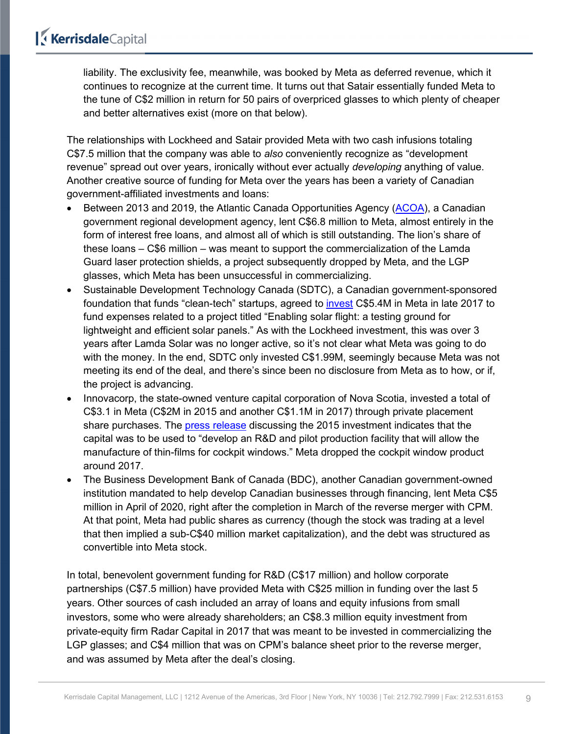liability. The exclusivity fee, meanwhile, was booked by Meta as deferred revenue, which it continues to recognize at the current time. It turns out that Satair essentially funded Meta to the tune of C$2 million in return for 50 pairs of overpriced glasses to which plenty of cheaper and better alternatives exist (more on that below).

The relationships with Lockheed and Satair provided Meta with two cash infusions totaling C$7.5 million that the company was able to *also* conveniently recognize as "development revenue" spread out over years, ironically without ever actually *developing* anything of value. Another creative source of funding for Meta over the years has been a variety of Canadian government-affiliated investments and loans:

- Between 2013 and 2019, the Atlantic Canada Opportunities Agency (ACOA), a Canadian government regional development agency, lent C$6.8 million to Meta, almost entirely in the form of interest free loans, and almost all of which is still outstanding. The lion's share of these loans – C$6 million – was meant to support the commercialization of the Lamda Guard laser protection shields, a project subsequently dropped by Meta, and the LGP glasses, which Meta has been unsuccessful in commercializing.
- Sustainable Development Technology Canada (SDTC), a Canadian government-sponsored foundation that funds "clean-tech" startups, agreed to invest C$5.4M in Meta in late 2017 to fund expenses related to a project titled "Enabling solar flight: a testing ground for lightweight and efficient solar panels." As with the Lockheed investment, this was over 3 years after Lamda Solar was no longer active, so it's not clear what Meta was going to do with the money. In the end, SDTC only invested C$1.99M, seemingly because Meta was not meeting its end of the deal, and there's since been no disclosure from Meta as to how, or if, the project is advancing.
- Innovacorp, the state-owned venture capital corporation of Nova Scotia, invested a total of C$3.1 in Meta (C$2M in 2015 and another C$1.1M in 2017) through private placement share purchases. The press release discussing the 2015 investment indicates that the capital was to be used to "develop an R&D and pilot production facility that will allow the manufacture of thin-films for cockpit windows." Meta dropped the cockpit window product around 2017.
- The Business Development Bank of Canada (BDC), another Canadian government-owned institution mandated to help develop Canadian businesses through financing, lent Meta C$5 million in April of 2020, right after the completion in March of the reverse merger with CPM. At that point, Meta had public shares as currency (though the stock was trading at a level that then implied a sub-C$40 million market capitalization), and the debt was structured as convertible into Meta stock.

In total, benevolent government funding for R&D (C$17 million) and hollow corporate partnerships (C$7.5 million) have provided Meta with C$25 million in funding over the last 5 years. Other sources of cash included an array of loans and equity infusions from small investors, some who were already shareholders; an C$8.3 million equity investment from private-equity firm Radar Capital in 2017 that was meant to be invested in commercializing the LGP glasses; and C$4 million that was on CPM's balance sheet prior to the reverse merger, and was assumed by Meta after the deal's closing.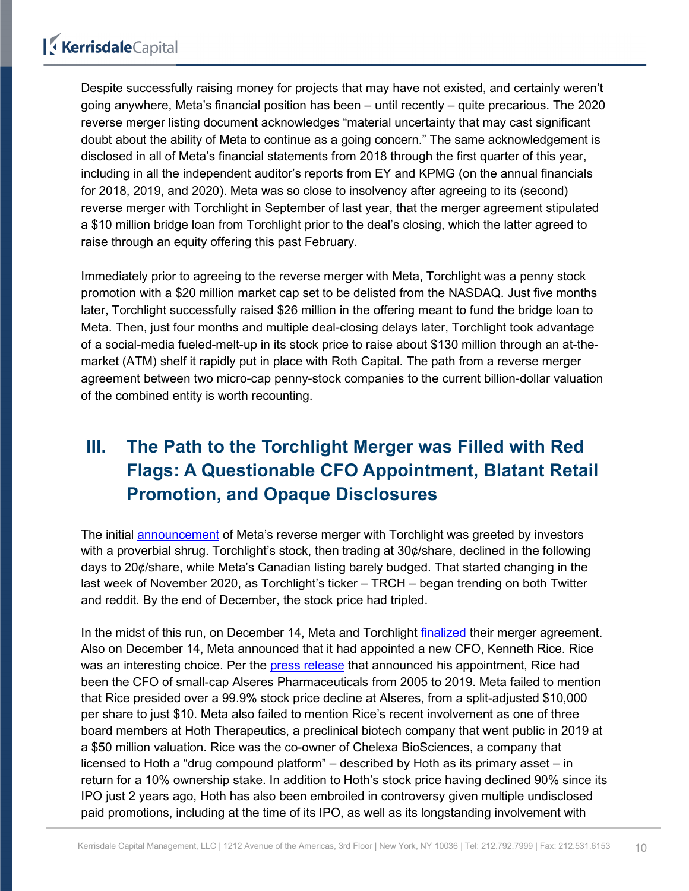Despite successfully raising money for projects that may have not existed, and certainly weren't going anywhere, Meta's financial position has been – until recently – quite precarious. The 2020 reverse merger listing document acknowledges "material uncertainty that may cast significant doubt about the ability of Meta to continue as a going concern." The same acknowledgement is disclosed in all of Meta's financial statements from 2018 through the first quarter of this year, including in all the independent auditor's reports from EY and KPMG (on the annual financials for 2018, 2019, and 2020). Meta was so close to insolvency after agreeing to its (second) reverse merger with Torchlight in September of last year, that the merger agreement stipulated a $10 million bridge loan from Torchlight prior to the deal's closing, which the latter agreed to raise through an equity offering this past February.

Immediately prior to agreeing to the reverse merger with Meta, Torchlight was a penny stock promotion with a $20 million market cap set to be delisted from the NASDAQ. Just five months later, Torchlight successfully raised $26 million in the offering meant to fund the bridge loan to Meta. Then, just four months and multiple deal-closing delays later, Torchlight took advantage of a social-media fueled-melt-up in its stock price to raise about $130 million through an at-the-market (ATM) shelf it rapidly put in place with Roth Capital. The path from a reverse merger agreement between two micro-cap penny-stock companies to the current billion-dollar valuation of the combined entity is worth recounting.

## III. The Path to the Torchlight Merger was Filled with Red Flags: A Questionable CFO Appointment, Blatant Retail Promotion, and Opaque Disclosures

The initial announcement of Meta's reverse merger with Torchlight was greeted by investors with a proverbial shrug. Torchlight's stock, then trading at 30¢/share, declined in the following days to 20¢/share, while Meta's Canadian listing barely budged. That started changing in the last week of November 2020, as Torchlight's ticker – TRCH – began trending on both Twitter and reddit. By the end of December, the stock price had tripled.

In the midst of this run, on December 14, Meta and Torchlight finalized their merger agreement. Also on December 14, Meta announced that it had appointed a new CFO, Kenneth Rice. Rice was an interesting choice. Per the press release that announced his appointment, Rice had been the CFO of small-cap Alseres Pharmaceuticals from 2005 to 2019. Meta failed to mention that Rice presided over a 99.9% stock price decline at Alseres, from a split-adjusted $10,000 per share to just $10. Meta also failed to mention Rice's recent involvement as one of three board members at Hoth Therapeutics, a preclinical biotech company that went public in 2019 at a $50 million valuation. Rice was the co-owner of Chelexa BioSciences, a company that licensed to Hoth a "drug compound platform" – described by Hoth as its primary asset – in return for a 10% ownership stake. In addition to Hoth's stock price having declined 90% since its IPO just 2 years ago, Hoth has also been embroiled in controversy given multiple undisclosed paid promotions, including at the time of its IPO, as well as its longstanding involvement with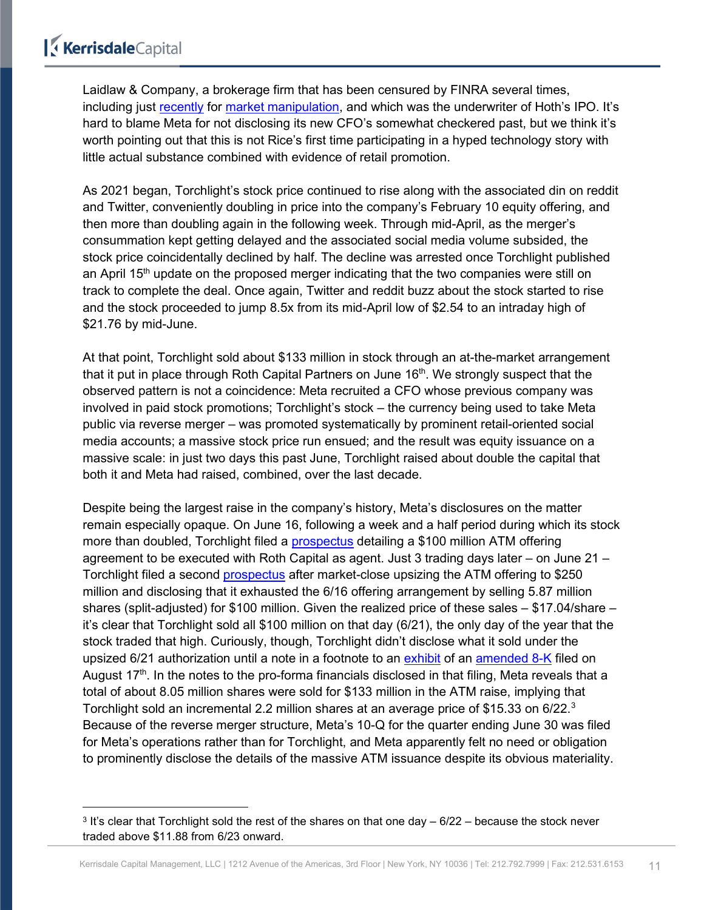Laidlaw & Company, a brokerage firm that has been censured by FINRA several times, including just recently for market manipulation, and which was the underwriter of Hoth's IPO. It's hard to blame Meta for not disclosing its new CFO's somewhat checkered past, but we think it's worth pointing out that this is not Rice's first time participating in a hyped technology story with little actual substance combined with evidence of retail promotion.

As 2021 began, Torchlight's stock price continued to rise along with the associated din on reddit and Twitter, conveniently doubling in price into the company's February 10 equity offering, and then more than doubling again in the following week. Through mid-April, as the merger's consummation kept getting delayed and the associated social media volume subsided, the stock price coincidentally declined by half. The decline was arrested once Torchlight published an April 15th update on the proposed merger indicating that the two companies were still on track to complete the deal. Once again, Twitter and reddit buzz about the stock started to rise and the stock proceeded to jump 8.5x from its mid-April low of $2.54 to an intraday high of $21.76 by mid-June.

At that point, Torchlight sold about $133 million in stock through an at-the-market arrangement that it put in place through Roth Capital Partners on June 16th. We strongly suspect that the observed pattern is not a coincidence: Meta recruited a CFO whose previous company was involved in paid stock promotions; Torchlight's stock – the currency being used to take Meta public via reverse merger – was promoted systematically by prominent retail-oriented social media accounts; a massive stock price run ensued; and the result was equity issuance on a massive scale: in just two days this past June, Torchlight raised about double the capital that both it and Meta had raised, combined, over the last decade.

Despite being the largest raise in the company's history, Meta's disclosures on the matter remain especially opaque. On June 16, following a week and a half period during which its stock more than doubled, Torchlight filed a prospectus detailing a $100 million ATM offering agreement to be executed with Roth Capital as agent. Just 3 trading days later – on June 21 – Torchlight filed a second prospectus after market-close upsizing the ATM offering to $250 million and disclosing that it exhausted the 6/16 offering arrangement by selling 5.87 million shares (split-adjusted) for $100 million. Given the realized price of these sales – $17.04/share – it's clear that Torchlight sold all $100 million on that day (6/21), the only day of the year that the stock traded that high. Curiously, though, Torchlight didn't disclose what it sold under the upsized 6/21 authorization until a note in a footnote to an exhibit of an amended 8-K filed on August 17th. In the notes to the pro-forma financials disclosed in that filing, Meta reveals that a total of about 8.05 million shares were sold for $133 million in the ATM raise, implying that Torchlight sold an incremental 2.2 million shares at an average price of $15.33 on 6/22.[3] Because of the reverse merger structure, Meta's 10-Q for the quarter ending June 30 was filed for Meta's operations rather than for Torchlight, and Meta apparently felt no need or obligation to prominently disclose the details of the massive ATM issuance despite its obvious materiality.

[3] It's clear that Torchlight sold the rest of the shares on that one day – 6/22 – because the stock never traded above $11.88 from 6/23 onward.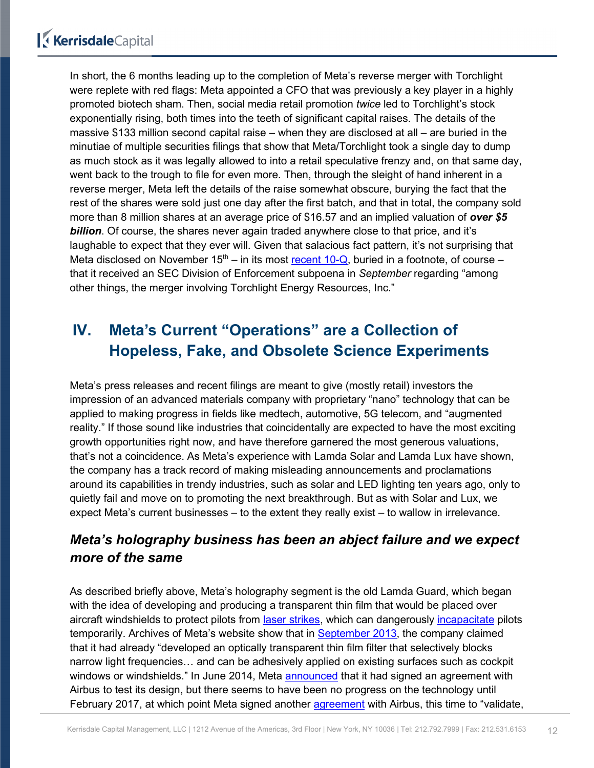In short, the 6 months leading up to the completion of Meta's reverse merger with Torchlight were replete with red flags: Meta appointed a CFO that was previously a key player in a highly promoted biotech sham. Then, social media retail promotion *twice* led to Torchlight's stock exponentially rising, both times into the teeth of significant capital raises. The details of the massive $133 million second capital raise – when they are disclosed at all – are buried in the minutiae of multiple securities filings that show that Meta/Torchlight took a single day to dump as much stock as it was legally allowed to into a retail speculative frenzy and, on that same day, went back to the trough to file for even more. Then, through the sleight of hand inherent in a reverse merger, Meta left the details of the raise somewhat obscure, burying the fact that the rest of the shares were sold just one day after the first batch, and that in total, the company sold more than 8 million shares at an average price of $16.57 and an implied valuation of ***over $5 billion***. Of course, the shares never again traded anywhere close to that price, and it's laughable to expect that they ever will. Given that salacious fact pattern, it's not surprising that Meta disclosed on November 15th – in its most recent 10-Q, buried in a footnote, of course – that it received an SEC Division of Enforcement subpoena in *September* regarding "among other things, the merger involving Torchlight Energy Resources, Inc."

## IV. Meta's Current "Operations" are a Collection of Hopeless, Fake, and Obsolete Science Experiments

Meta's press releases and recent filings are meant to give (mostly retail) investors the impression of an advanced materials company with proprietary "nano" technology that can be applied to making progress in fields like medtech, automotive, 5G telecom, and "augmented reality." If those sound like industries that coincidentally are expected to have the most exciting growth opportunities right now, and have therefore garnered the most generous valuations, that's not a coincidence. As Meta's experience with Lamda Solar and Lamda Lux have shown, the company has a track record of making misleading announcements and proclamations around its capabilities in trendy industries, such as solar and LED lighting ten years ago, only to quietly fail and move on to promoting the next breakthrough. But as with Solar and Lux, we expect Meta's current businesses – to the extent they really exist – to wallow in irrelevance.

### *Meta's holography business has been an abject failure and we expect more of the same*

As described briefly above, Meta's holography segment is the old Lamda Guard, which began with the idea of developing and producing a transparent thin film that would be placed over aircraft windshields to protect pilots from laser strikes, which can dangerously incapacitate pilots temporarily. Archives of Meta's website show that in September 2013, the company claimed that it had already "developed an optically transparent thin film filter that selectively blocks narrow light frequencies… and can be adhesively applied on existing surfaces such as cockpit windows or windshields." In June 2014, Meta announced that it had signed an agreement with Airbus to test its design, but there seems to have been no progress on the technology until February 2017, at which point Meta signed another agreement with Airbus, this time to "validate,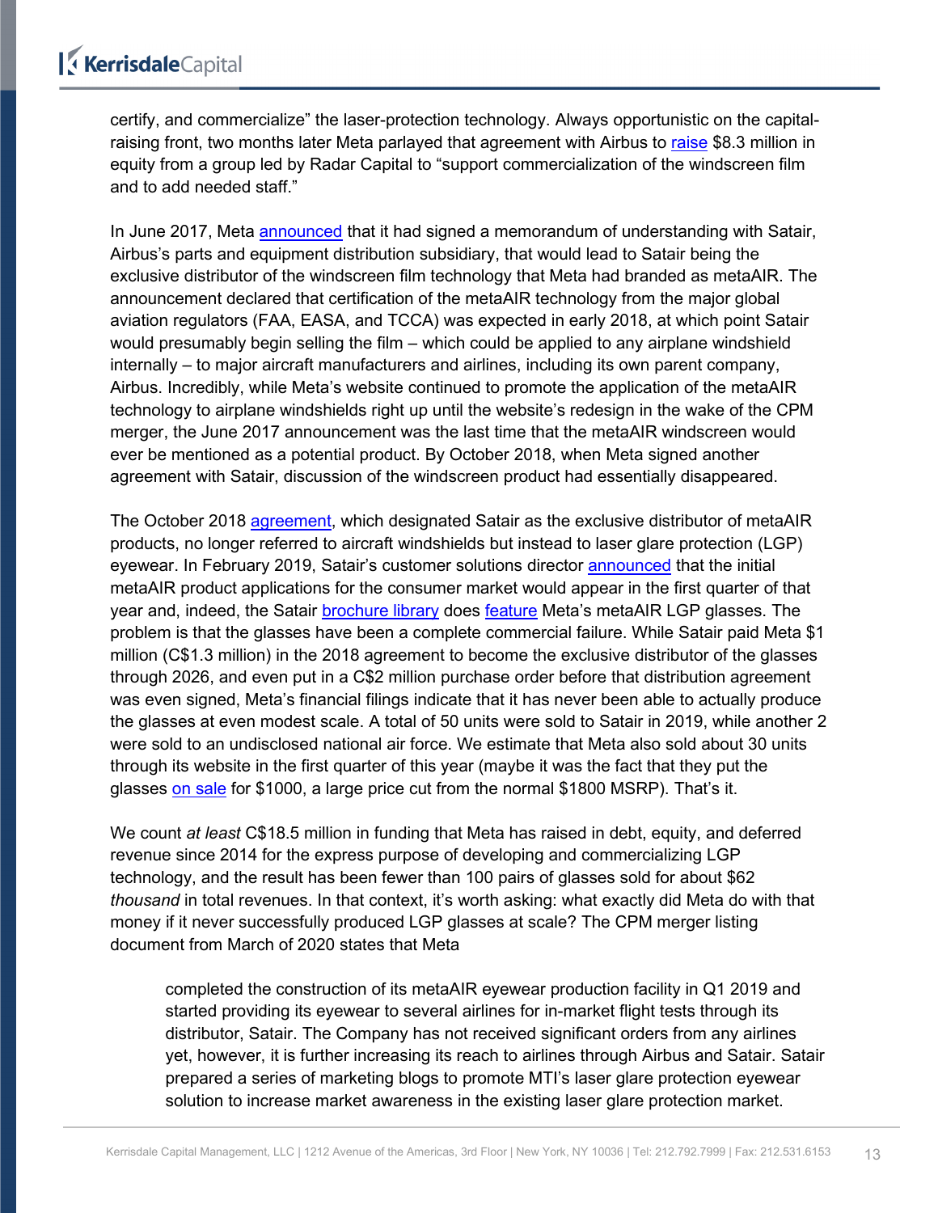certify, and commercialize" the laser-protection technology. Always opportunistic on the capital-raising front, two months later Meta parlayed that agreement with Airbus to raise $8.3 million in equity from a group led by Radar Capital to "support commercialization of the windscreen film and to add needed staff."

In June 2017, Meta announced that it had signed a memorandum of understanding with Satair, Airbus's parts and equipment distribution subsidiary, that would lead to Satair being the exclusive distributor of the windscreen film technology that Meta had branded as metaAIR. The announcement declared that certification of the metaAIR technology from the major global aviation regulators (FAA, EASA, and TCCA) was expected in early 2018, at which point Satair would presumably begin selling the film – which could be applied to any airplane windshield internally – to major aircraft manufacturers and airlines, including its own parent company, Airbus. Incredibly, while Meta's website continued to promote the application of the metaAIR technology to airplane windshields right up until the website's redesign in the wake of the CPM merger, the June 2017 announcement was the last time that the metaAIR windscreen would ever be mentioned as a potential product. By October 2018, when Meta signed another agreement with Satair, discussion of the windscreen product had essentially disappeared.

The October 2018 agreement, which designated Satair as the exclusive distributor of metaAIR products, no longer referred to aircraft windshields but instead to laser glare protection (LGP) eyewear. In February 2019, Satair's customer solutions director announced that the initial metaAIR product applications for the consumer market would appear in the first quarter of that year and, indeed, the Satair brochure library does feature Meta's metaAIR LGP glasses. The problem is that the glasses have been a complete commercial failure. While Satair paid Meta $1 million (C$1.3 million) in the 2018 agreement to become the exclusive distributor of the glasses through 2026, and even put in a C$2 million purchase order before that distribution agreement was even signed, Meta's financial filings indicate that it has never been able to actually produce the glasses at even modest scale. A total of 50 units were sold to Satair in 2019, while another 2 were sold to an undisclosed national air force. We estimate that Meta also sold about 30 units through its website in the first quarter of this year (maybe it was the fact that they put the glasses on sale for $1000, a large price cut from the normal $1800 MSRP). That's it.

We count *at least* C$18.5 million in funding that Meta has raised in debt, equity, and deferred revenue since 2014 for the express purpose of developing and commercializing LGP technology, and the result has been fewer than 100 pairs of glasses sold for about $62 *thousand* in total revenues. In that context, it's worth asking: what exactly did Meta do with that money if it never successfully produced LGP glasses at scale? The CPM merger listing document from March of 2020 states that Meta

> completed the construction of its metaAIR eyewear production facility in Q1 2019 and started providing its eyewear to several airlines for in-market flight tests through its distributor, Satair. The Company has not received significant orders from any airlines yet, however, it is further increasing its reach to airlines through Airbus and Satair. Satair prepared a series of marketing blogs to promote MTI's laser glare protection eyewear solution to increase market awareness in the existing laser glare protection market.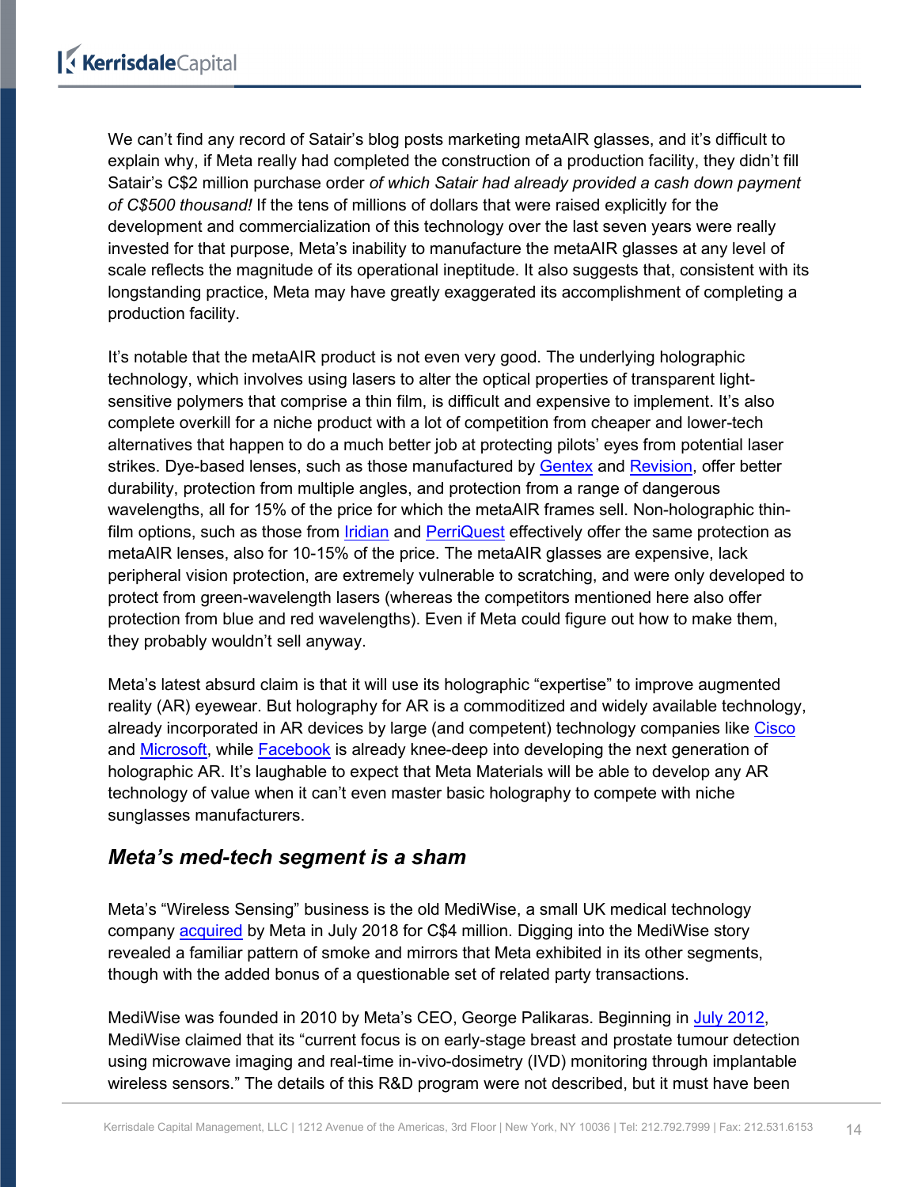We can't find any record of Satair's blog posts marketing metaAIR glasses, and it's difficult to explain why, if Meta really had completed the construction of a production facility, they didn't fill Satair's C$2 million purchase order *of which Satair had already provided a cash down payment of C$500 thousand!* If the tens of millions of dollars that were raised explicitly for the development and commercialization of this technology over the last seven years were really invested for that purpose, Meta's inability to manufacture the metaAIR glasses at any level of scale reflects the magnitude of its operational ineptitude. It also suggests that, consistent with its longstanding practice, Meta may have greatly exaggerated its accomplishment of completing a production facility.

It's notable that the metaAIR product is not even very good. The underlying holographic technology, which involves using lasers to alter the optical properties of transparent light-sensitive polymers that comprise a thin film, is difficult and expensive to implement. It's also complete overkill for a niche product with a lot of competition from cheaper and lower-tech alternatives that happen to do a much better job at protecting pilots' eyes from potential laser strikes. Dye-based lenses, such as those manufactured by Gentex and Revision, offer better durability, protection from multiple angles, and protection from a range of dangerous wavelengths, all for 15% of the price for which the metaAIR frames sell. Non-holographic thin-film options, such as those from Iridian and PerriQuest effectively offer the same protection as metaAIR lenses, also for 10-15% of the price. The metaAIR glasses are expensive, lack peripheral vision protection, are extremely vulnerable to scratching, and were only developed to protect from green-wavelength lasers (whereas the competitors mentioned here also offer protection from blue and red wavelengths). Even if Meta could figure out how to make them, they probably wouldn't sell anyway.

Meta's latest absurd claim is that it will use its holographic "expertise" to improve augmented reality (AR) eyewear. But holography for AR is a commoditized and widely available technology, already incorporated in AR devices by large (and competent) technology companies like Cisco and Microsoft, while Facebook is already knee-deep into developing the next generation of holographic AR. It's laughable to expect that Meta Materials will be able to develop any AR technology of value when it can't even master basic holography to compete with niche sunglasses manufacturers.

## *Meta's med-tech segment is a sham*

Meta's "Wireless Sensing" business is the old MediWise, a small UK medical technology company acquired by Meta in July 2018 for C$4 million. Digging into the MediWise story revealed a familiar pattern of smoke and mirrors that Meta exhibited in its other segments, though with the added bonus of a questionable set of related party transactions.

MediWise was founded in 2010 by Meta's CEO, George Palikaras. Beginning in July 2012, MediWise claimed that its "current focus is on early-stage breast and prostate tumour detection using microwave imaging and real-time in-vivo-dosimetry (IVD) monitoring through implantable wireless sensors." The details of this R&D program were not described, but it must have been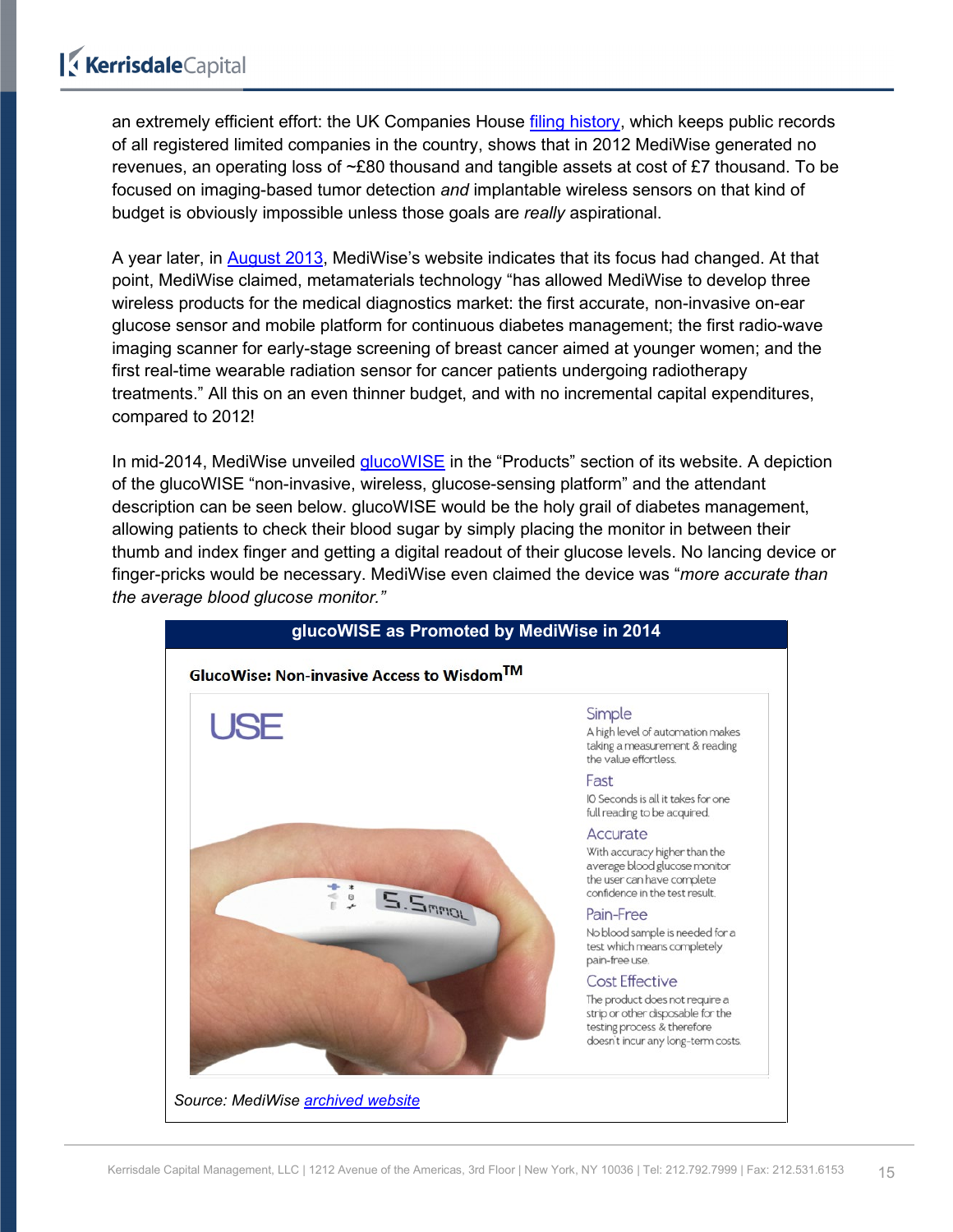an extremely efficient effort: the UK Companies House filing history, which keeps public records of all registered limited companies in the country, shows that in 2012 MediWise generated no revenues, an operating loss of ~£80 thousand and tangible assets at cost of £7 thousand. To be focused on imaging-based tumor detection *and* implantable wireless sensors on that kind of budget is obviously impossible unless those goals are *really* aspirational.

A year later, in August 2013, MediWise's website indicates that its focus had changed. At that point, MediWise claimed, metamaterials technology "has allowed MediWise to develop three wireless products for the medical diagnostics market: the first accurate, non-invasive on-ear glucose sensor and mobile platform for continuous diabetes management; the first radio-wave imaging scanner for early-stage screening of breast cancer aimed at younger women; and the first real-time wearable radiation sensor for cancer patients undergoing radiotherapy treatments." All this on an even thinner budget, and with no incremental capital expenditures, compared to 2012!

In mid-2014, MediWise unveiled glucoWISE in the "Products" section of its website. A depiction of the glucoWISE "non-invasive, wireless, glucose-sensing platform" and the attendant description can be seen below. glucoWISE would be the holy grail of diabetes management, allowing patients to check their blood sugar by simply placing the monitor in between their thumb and index finger and getting a digital readout of their glucose levels. No lancing device or finger-pricks would be necessary. MediWise even claimed the device was "*more accurate than the average blood glucose monitor.*"

**glucoWISE as Promoted by MediWise in 2014**

**GlucoWise: Non-invasive Access to Wisdom™**

USE

5.5mmol

Simple
A high level of automation makes taking a measurement & reading the value effortless.

Fast
10 Seconds is all it takes for one full reading to be acquired.

Accurate
With accuracy higher than the average blood glucose monitor the user can have complete confidence in the test result.

Pain-Free
No blood sample is needed for a test which means completely pain-free use.

Cost Effective
The product does not require a strip or other disposable for the testing process & therefore doesn't incur any long-term costs.

*Source: MediWise archived website*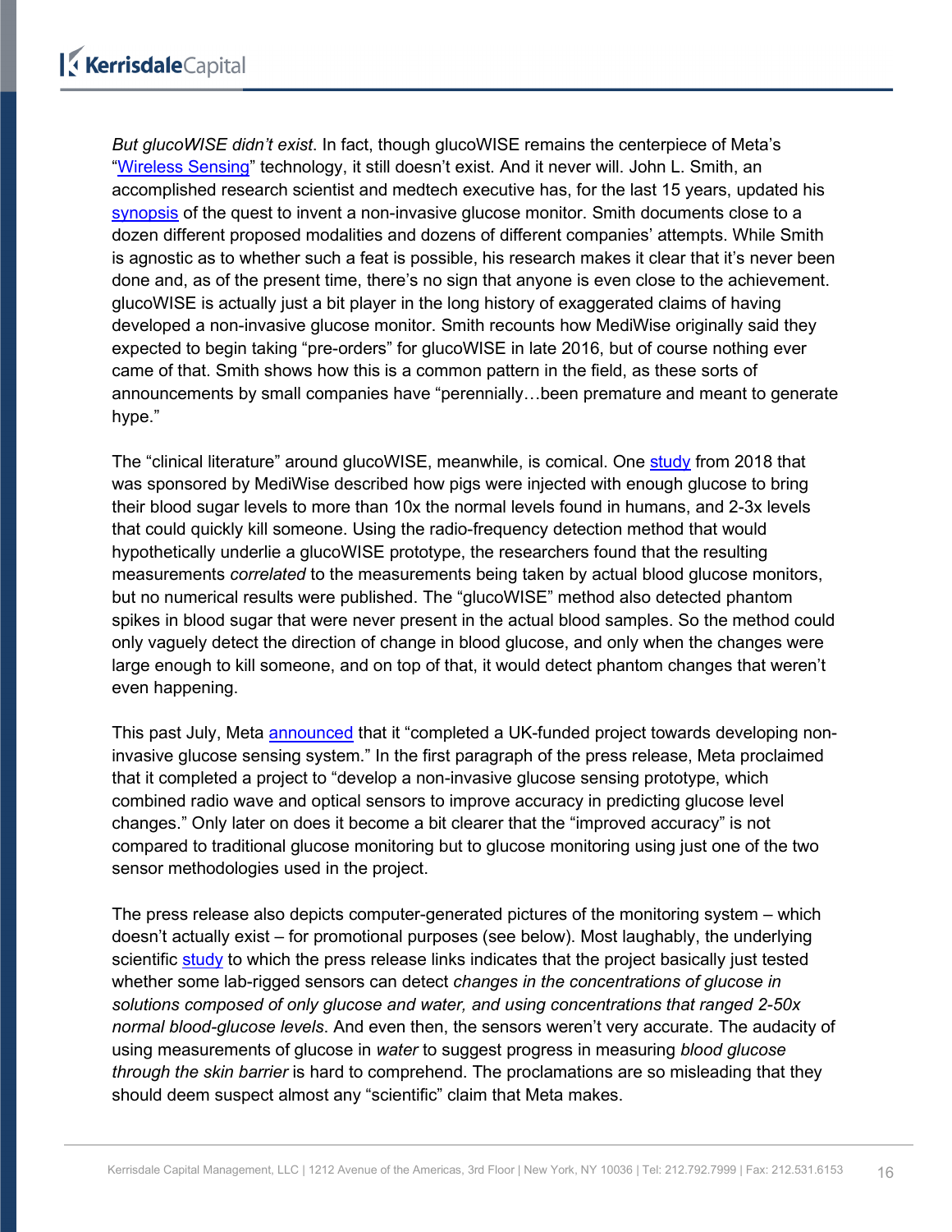*But glucoWISE didn't exist*. In fact, though glucoWISE remains the centerpiece of Meta's "Wireless Sensing" technology, it still doesn't exist. And it never will. John L. Smith, an accomplished research scientist and medtech executive has, for the last 15 years, updated his synopsis of the quest to invent a non-invasive glucose monitor. Smith documents close to a dozen different proposed modalities and dozens of different companies' attempts. While Smith is agnostic as to whether such a feat is possible, his research makes it clear that it's never been done and, as of the present time, there's no sign that anyone is even close to the achievement. glucoWISE is actually just a bit player in the long history of exaggerated claims of having developed a non-invasive glucose monitor. Smith recounts how MediWise originally said they expected to begin taking "pre-orders" for glucoWISE in late 2016, but of course nothing ever came of that. Smith shows how this is a common pattern in the field, as these sorts of announcements by small companies have "perennially…been premature and meant to generate hype."

The "clinical literature" around glucoWISE, meanwhile, is comical. One study from 2018 that was sponsored by MediWise described how pigs were injected with enough glucose to bring their blood sugar levels to more than 10x the normal levels found in humans, and 2-3x levels that could quickly kill someone. Using the radio-frequency detection method that would hypothetically underlie a glucoWISE prototype, the researchers found that the resulting measurements *correlated* to the measurements being taken by actual blood glucose monitors, but no numerical results were published. The "glucoWISE" method also detected phantom spikes in blood sugar that were never present in the actual blood samples. So the method could only vaguely detect the direction of change in blood glucose, and only when the changes were large enough to kill someone, and on top of that, it would detect phantom changes that weren't even happening.

This past July, Meta announced that it "completed a UK-funded project towards developing non-invasive glucose sensing system." In the first paragraph of the press release, Meta proclaimed that it completed a project to "develop a non-invasive glucose sensing prototype, which combined radio wave and optical sensors to improve accuracy in predicting glucose level changes." Only later on does it become a bit clearer that the "improved accuracy" is not compared to traditional glucose monitoring but to glucose monitoring using just one of the two sensor methodologies used in the project.

The press release also depicts computer-generated pictures of the monitoring system – which doesn't actually exist – for promotional purposes (see below). Most laughably, the underlying scientific study to which the press release links indicates that the project basically just tested whether some lab-rigged sensors can detect *changes in the concentrations of glucose in solutions composed of only glucose and water, and using concentrations that ranged 2-50x normal blood-glucose levels*. And even then, the sensors weren't very accurate. The audacity of using measurements of glucose in *water* to suggest progress in measuring *blood glucose through the skin barrier* is hard to comprehend. The proclamations are so misleading that they should deem suspect almost any "scientific" claim that Meta makes.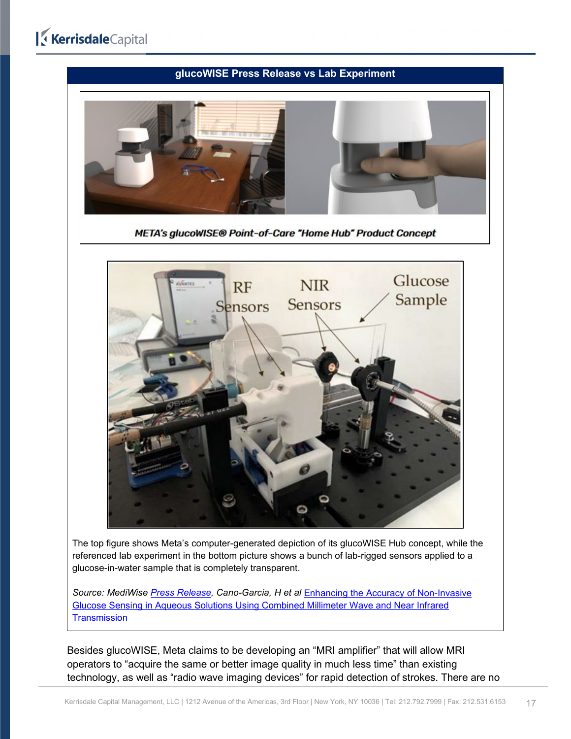**glucoWISE Press Release vs Lab Experiment**

META's glucoWISE® Point-of-Care "Home Hub" Product Concept

RF Sensors

NIR Sensors

Glucose Sample

The top figure shows Meta's computer-generated depiction of its glucoWISE Hub concept, while the referenced lab experiment in the bottom picture shows a bunch of lab-rigged sensors applied to a glucose-in-water sample that is completely transparent.

*Source: MediWise Press Release, Cano-Garcia, H et al* Enhancing the Accuracy of Non-Invasive Glucose Sensing in Aqueous Solutions Using Combined Millimeter Wave and Near Infrared Transmission

Besides glucoWISE, Meta claims to be developing an "MRI amplifier" that will allow MRI operators to "acquire the same or better image quality in much less time" than existing technology, as well as "radio wave imaging devices" for rapid detection of strokes. There are no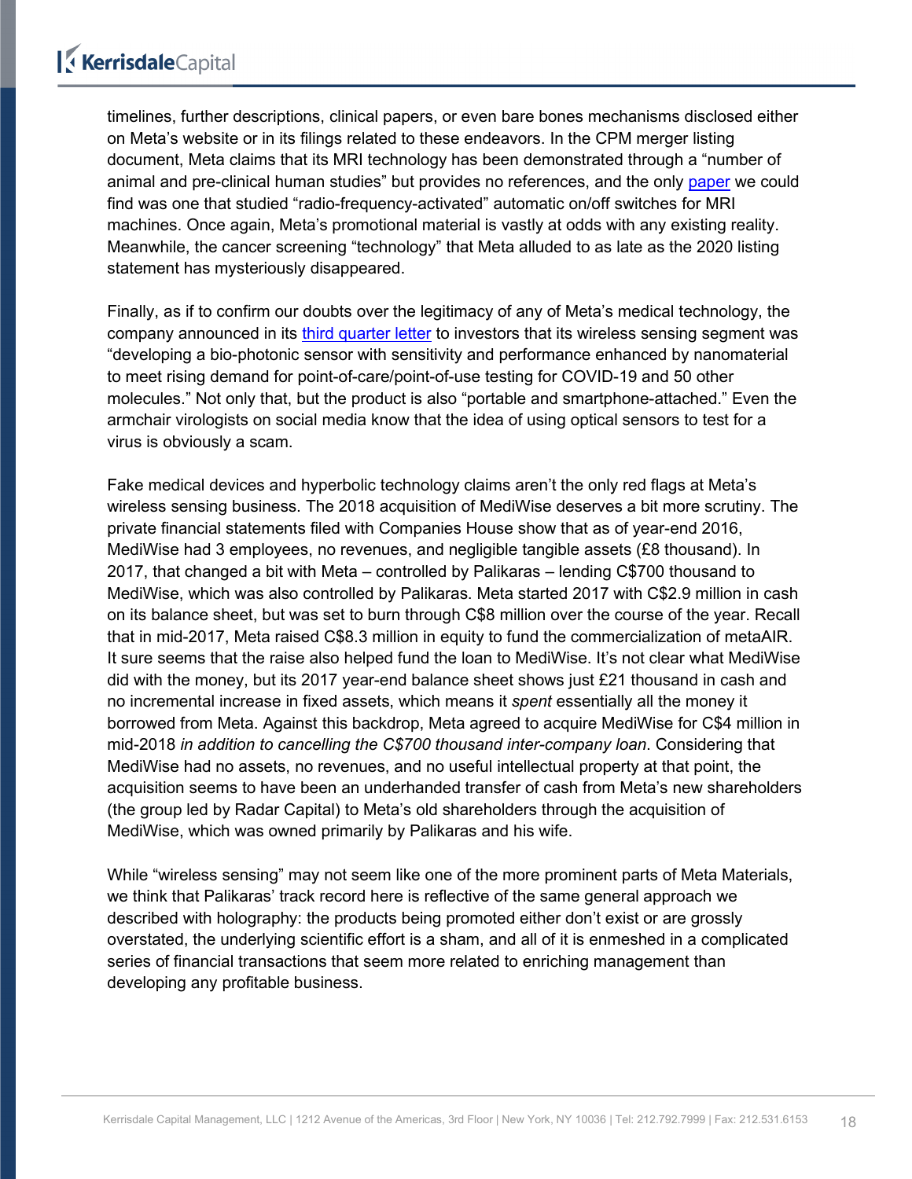timelines, further descriptions, clinical papers, or even bare bones mechanisms disclosed either on Meta's website or in its filings related to these endeavors. In the CPM merger listing document, Meta claims that its MRI technology has been demonstrated through a "number of animal and pre-clinical human studies" but provides no references, and the only paper we could find was one that studied "radio-frequency-activated" automatic on/off switches for MRI machines. Once again, Meta's promotional material is vastly at odds with any existing reality. Meanwhile, the cancer screening "technology" that Meta alluded to as late as the 2020 listing statement has mysteriously disappeared.

Finally, as if to confirm our doubts over the legitimacy of any of Meta's medical technology, the company announced in its third quarter letter to investors that its wireless sensing segment was "developing a bio-photonic sensor with sensitivity and performance enhanced by nanomaterial to meet rising demand for point-of-care/point-of-use testing for COVID-19 and 50 other molecules." Not only that, but the product is also "portable and smartphone-attached." Even the armchair virologists on social media know that the idea of using optical sensors to test for a virus is obviously a scam.

Fake medical devices and hyperbolic technology claims aren't the only red flags at Meta's wireless sensing business. The 2018 acquisition of MediWise deserves a bit more scrutiny. The private financial statements filed with Companies House show that as of year-end 2016, MediWise had 3 employees, no revenues, and negligible tangible assets (£8 thousand). In 2017, that changed a bit with Meta – controlled by Palikaras – lending C$700 thousand to MediWise, which was also controlled by Palikaras. Meta started 2017 with C$2.9 million in cash on its balance sheet, but was set to burn through C$8 million over the course of the year. Recall that in mid-2017, Meta raised C$8.3 million in equity to fund the commercialization of metaAIR. It sure seems that the raise also helped fund the loan to MediWise. It's not clear what MediWise did with the money, but its 2017 year-end balance sheet shows just £21 thousand in cash and no incremental increase in fixed assets, which means it *spent* essentially all the money it borrowed from Meta. Against this backdrop, Meta agreed to acquire MediWise for C$4 million in mid-2018 *in addition to cancelling the C$700 thousand inter-company loan*. Considering that MediWise had no assets, no revenues, and no useful intellectual property at that point, the acquisition seems to have been an underhanded transfer of cash from Meta's new shareholders (the group led by Radar Capital) to Meta's old shareholders through the acquisition of MediWise, which was owned primarily by Palikaras and his wife.

While "wireless sensing" may not seem like one of the more prominent parts of Meta Materials, we think that Palikaras' track record here is reflective of the same general approach we described with holography: the products being promoted either don't exist or are grossly overstated, the underlying scientific effort is a sham, and all of it is enmeshed in a complicated series of financial transactions that seem more related to enriching management than developing any profitable business.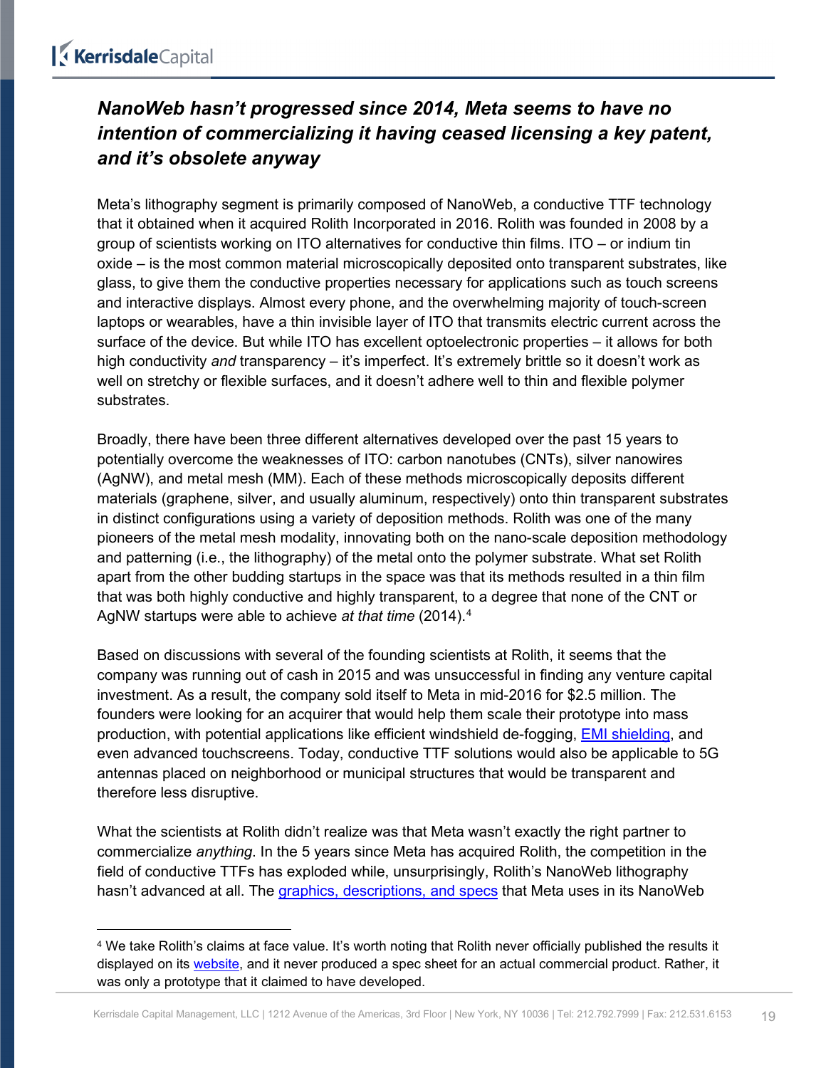## *NanoWeb hasn't progressed since 2014, Meta seems to have no intention of commercializing it having ceased licensing a key patent, and it's obsolete anyway*

Meta's lithography segment is primarily composed of NanoWeb, a conductive TTF technology that it obtained when it acquired Rolith Incorporated in 2016. Rolith was founded in 2008 by a group of scientists working on ITO alternatives for conductive thin films. ITO – or indium tin oxide – is the most common material microscopically deposited onto transparent substrates, like glass, to give them the conductive properties necessary for applications such as touch screens and interactive displays. Almost every phone, and the overwhelming majority of touch-screen laptops or wearables, have a thin invisible layer of ITO that transmits electric current across the surface of the device. But while ITO has excellent optoelectronic properties – it allows for both high conductivity *and* transparency – it's imperfect. It's extremely brittle so it doesn't work as well on stretchy or flexible surfaces, and it doesn't adhere well to thin and flexible polymer substrates.

Broadly, there have been three different alternatives developed over the past 15 years to potentially overcome the weaknesses of ITO: carbon nanotubes (CNTs), silver nanowires (AgNW), and metal mesh (MM). Each of these methods microscopically deposits different materials (graphene, silver, and usually aluminum, respectively) onto thin transparent substrates in distinct configurations using a variety of deposition methods. Rolith was one of the many pioneers of the metal mesh modality, innovating both on the nano-scale deposition methodology and patterning (i.e., the lithography) of the metal onto the polymer substrate. What set Rolith apart from the other budding startups in the space was that its methods resulted in a thin film that was both highly conductive and highly transparent, to a degree that none of the CNT or AgNW startups were able to achieve *at that time* (2014).[4]

Based on discussions with several of the founding scientists at Rolith, it seems that the company was running out of cash in 2015 and was unsuccessful in finding any venture capital investment. As a result, the company sold itself to Meta in mid-2016 for $2.5 million. The founders were looking for an acquirer that would help them scale their prototype into mass production, with potential applications like efficient windshield de-fogging, EMI shielding, and even advanced touchscreens. Today, conductive TTF solutions would also be applicable to 5G antennas placed on neighborhood or municipal structures that would be transparent and therefore less disruptive.

What the scientists at Rolith didn't realize was that Meta wasn't exactly the right partner to commercialize *anything*. In the 5 years since Meta has acquired Rolith, the competition in the field of conductive TTFs has exploded while, unsurprisingly, Rolith's NanoWeb lithography hasn't advanced at all. The graphics, descriptions, and specs that Meta uses in its NanoWeb

[4] We take Rolith's claims at face value. It's worth noting that Rolith never officially published the results it displayed on its website, and it never produced a spec sheet for an actual commercial product. Rather, it was only a prototype that it claimed to have developed.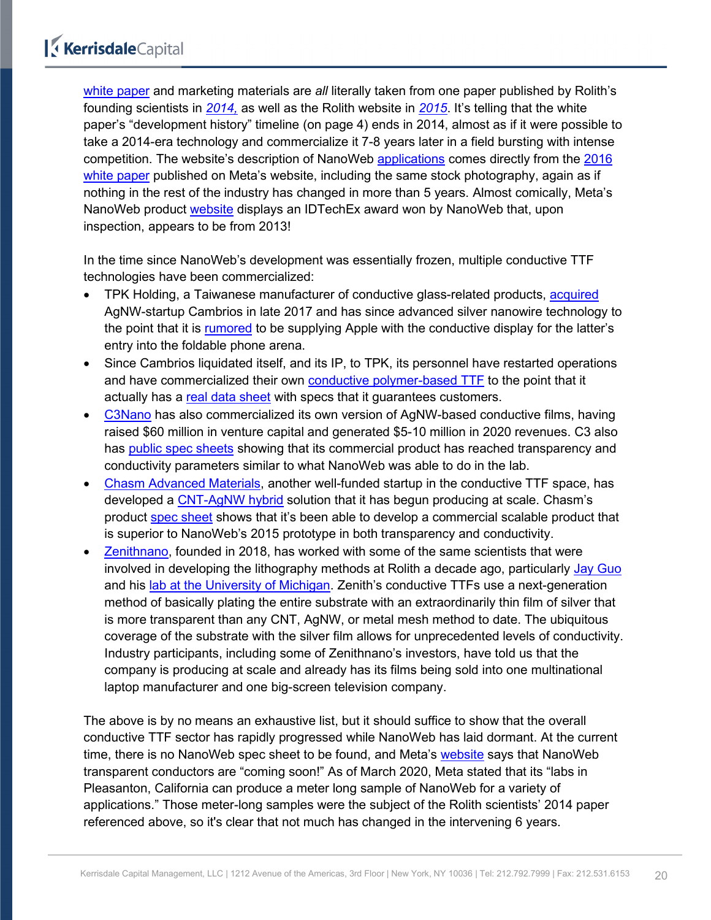white paper and marketing materials are *all* literally taken from one paper published by Rolith's founding scientists in *2014,* as well as the Rolith website in *2015*. It's telling that the white paper's "development history" timeline (on page 4) ends in 2014, almost as if it were possible to take a 2014-era technology and commercialize it 7-8 years later in a field bursting with intense competition. The website's description of NanoWeb applications comes directly from the 2016 white paper published on Meta's website, including the same stock photography, again as if nothing in the rest of the industry has changed in more than 5 years. Almost comically, Meta's NanoWeb product website displays an IDTechEx award won by NanoWeb that, upon inspection, appears to be from 2013!

In the time since NanoWeb's development was essentially frozen, multiple conductive TTF technologies have been commercialized:

- TPK Holding, a Taiwanese manufacturer of conductive glass-related products, acquired AgNW-startup Cambrios in late 2017 and has since advanced silver nanowire technology to the point that it is rumored to be supplying Apple with the conductive display for the latter's entry into the foldable phone arena.
- Since Cambrios liquidated itself, and its IP, to TPK, its personnel have restarted operations and have commercialized their own conductive polymer-based TTF to the point that it actually has a real data sheet with specs that it guarantees customers.
- C3Nano has also commercialized its own version of AgNW-based conductive films, having raised $60 million in venture capital and generated $5-10 million in 2020 revenues. C3 also has public spec sheets showing that its commercial product has reached transparency and conductivity parameters similar to what NanoWeb was able to do in the lab.
- Chasm Advanced Materials, another well-funded startup in the conductive TTF space, has developed a CNT-AgNW hybrid solution that it has begun producing at scale. Chasm's product spec sheet shows that it's been able to develop a commercial scalable product that is superior to NanoWeb's 2015 prototype in both transparency and conductivity.
- Zenithnano, founded in 2018, has worked with some of the same scientists that were involved in developing the lithography methods at Rolith a decade ago, particularly Jay Guo and his lab at the University of Michigan. Zenith's conductive TTFs use a next-generation method of basically plating the entire substrate with an extraordinarily thin film of silver that is more transparent than any CNT, AgNW, or metal mesh method to date. The ubiquitous coverage of the substrate with the silver film allows for unprecedented levels of conductivity. Industry participants, including some of Zenithnano's investors, have told us that the company is producing at scale and already has its films being sold into one multinational laptop manufacturer and one big-screen television company.

The above is by no means an exhaustive list, but it should suffice to show that the overall conductive TTF sector has rapidly progressed while NanoWeb has laid dormant. At the current time, there is no NanoWeb spec sheet to be found, and Meta's website says that NanoWeb transparent conductors are "coming soon!" As of March 2020, Meta stated that its "labs in Pleasanton, California can produce a meter long sample of NanoWeb for a variety of applications." Those meter-long samples were the subject of the Rolith scientists' 2014 paper referenced above, so it's clear that not much has changed in the intervening 6 years.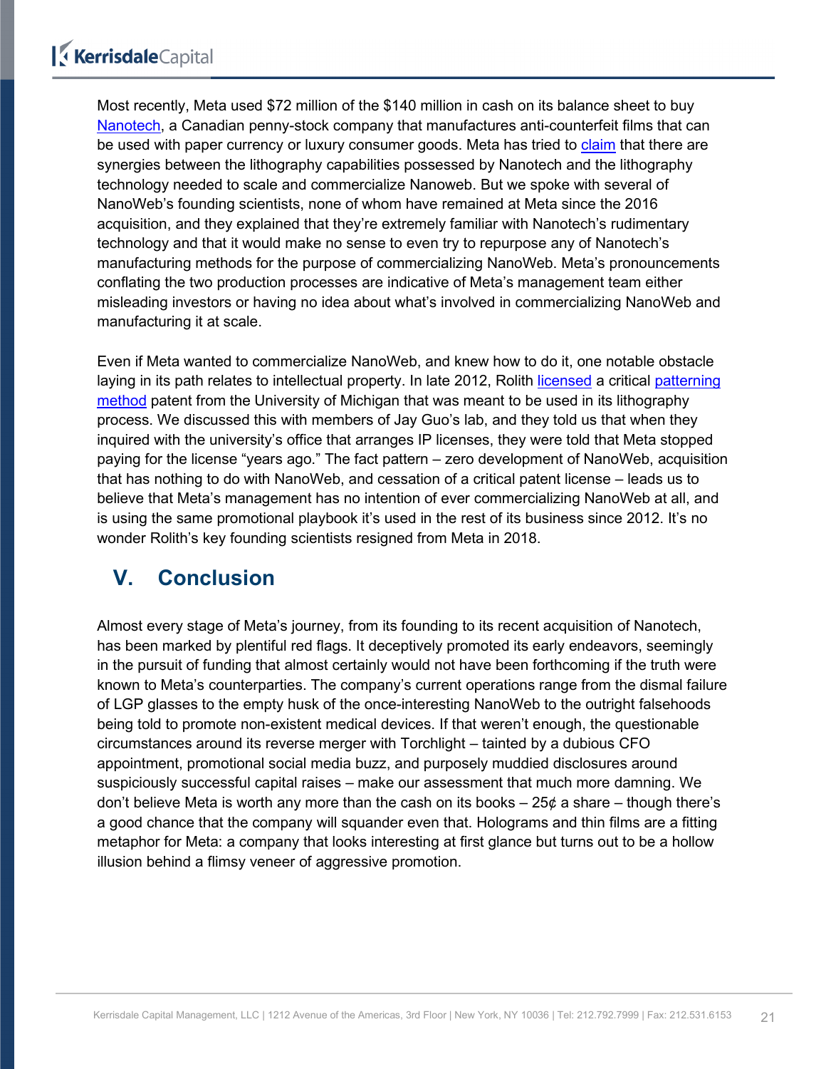Most recently, Meta used $72 million of the $140 million in cash on its balance sheet to buy Nanotech, a Canadian penny-stock company that manufactures anti-counterfeit films that can be used with paper currency or luxury consumer goods. Meta has tried to claim that there are synergies between the lithography capabilities possessed by Nanotech and the lithography technology needed to scale and commercialize Nanoweb. But we spoke with several of NanoWeb's founding scientists, none of whom have remained at Meta since the 2016 acquisition, and they explained that they're extremely familiar with Nanotech's rudimentary technology and that it would make no sense to even try to repurpose any of Nanotech's manufacturing methods for the purpose of commercializing NanoWeb. Meta's pronouncements conflating the two production processes are indicative of Meta's management team either misleading investors or having no idea about what's involved in commercializing NanoWeb and manufacturing it at scale.

Even if Meta wanted to commercialize NanoWeb, and knew how to do it, one notable obstacle laying in its path relates to intellectual property. In late 2012, Rolith licensed a critical patterning method patent from the University of Michigan that was meant to be used in its lithography process. We discussed this with members of Jay Guo's lab, and they told us that when they inquired with the university's office that arranges IP licenses, they were told that Meta stopped paying for the license "years ago." The fact pattern – zero development of NanoWeb, acquisition that has nothing to do with NanoWeb, and cessation of a critical patent license – leads us to believe that Meta's management has no intention of ever commercializing NanoWeb at all, and is using the same promotional playbook it's used in the rest of its business since 2012. It's no wonder Rolith's key founding scientists resigned from Meta in 2018.

## V. Conclusion

Almost every stage of Meta's journey, from its founding to its recent acquisition of Nanotech, has been marked by plentiful red flags. It deceptively promoted its early endeavors, seemingly in the pursuit of funding that almost certainly would not have been forthcoming if the truth were known to Meta's counterparties. The company's current operations range from the dismal failure of LGP glasses to the empty husk of the once-interesting NanoWeb to the outright falsehoods being told to promote non-existent medical devices. If that weren't enough, the questionable circumstances around its reverse merger with Torchlight – tainted by a dubious CFO appointment, promotional social media buzz, and purposely muddied disclosures around suspiciously successful capital raises – make our assessment that much more damning. We don't believe Meta is worth any more than the cash on its books – 25¢ a share – though there's a good chance that the company will squander even that. Holograms and thin films are a fitting metaphor for Meta: a company that looks interesting at first glance but turns out to be a hollow illusion behind a flimsy veneer of aggressive promotion.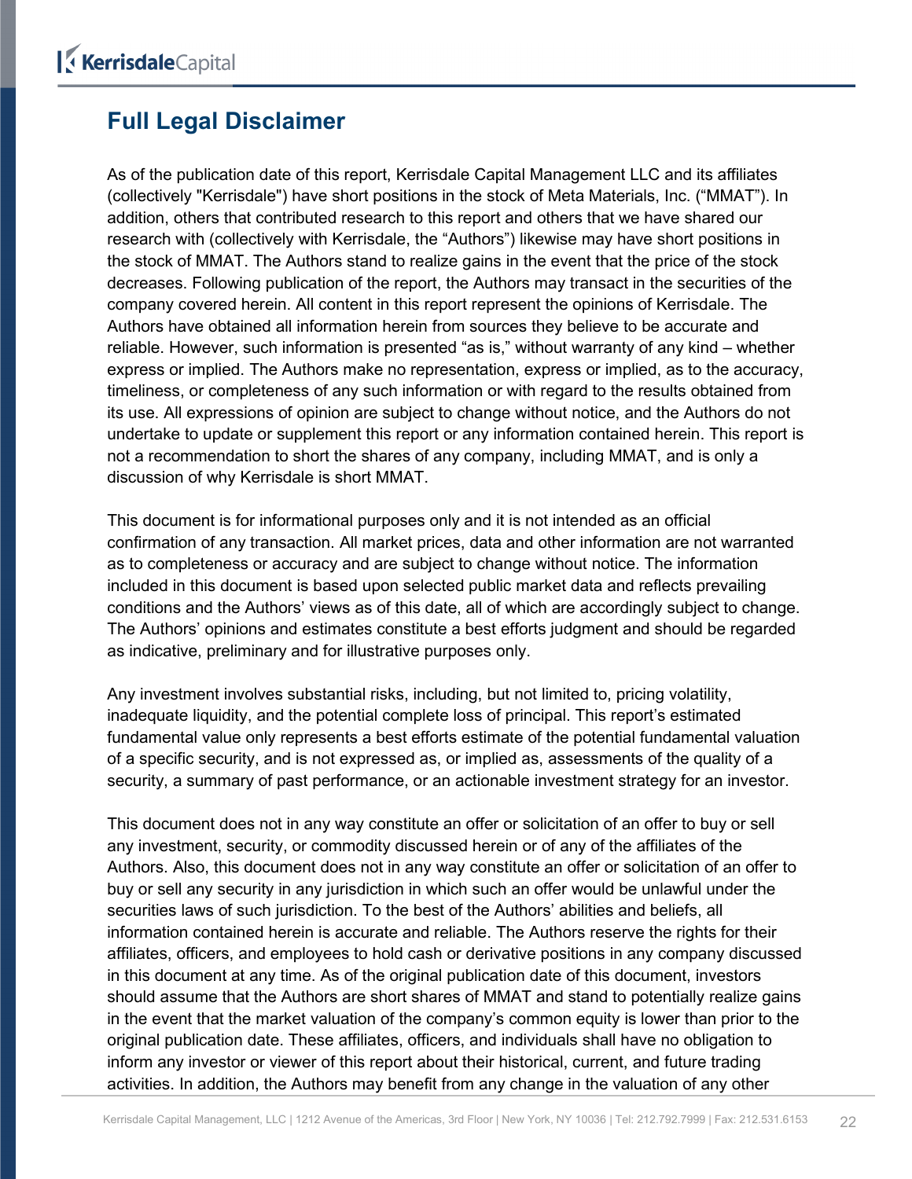## Full Legal Disclaimer

As of the publication date of this report, Kerrisdale Capital Management LLC and its affiliates (collectively "Kerrisdale") have short positions in the stock of Meta Materials, Inc. ("MMAT"). In addition, others that contributed research to this report and others that we have shared our research with (collectively with Kerrisdale, the "Authors") likewise may have short positions in the stock of MMAT. The Authors stand to realize gains in the event that the price of the stock decreases. Following publication of the report, the Authors may transact in the securities of the company covered herein. All content in this report represent the opinions of Kerrisdale. The Authors have obtained all information herein from sources they believe to be accurate and reliable. However, such information is presented "as is," without warranty of any kind – whether express or implied. The Authors make no representation, express or implied, as to the accuracy, timeliness, or completeness of any such information or with regard to the results obtained from its use. All expressions of opinion are subject to change without notice, and the Authors do not undertake to update or supplement this report or any information contained herein. This report is not a recommendation to short the shares of any company, including MMAT, and is only a discussion of why Kerrisdale is short MMAT.

This document is for informational purposes only and it is not intended as an official confirmation of any transaction. All market prices, data and other information are not warranted as to completeness or accuracy and are subject to change without notice. The information included in this document is based upon selected public market data and reflects prevailing conditions and the Authors' views as of this date, all of which are accordingly subject to change. The Authors' opinions and estimates constitute a best efforts judgment and should be regarded as indicative, preliminary and for illustrative purposes only.

Any investment involves substantial risks, including, but not limited to, pricing volatility, inadequate liquidity, and the potential complete loss of principal. This report's estimated fundamental value only represents a best efforts estimate of the potential fundamental valuation of a specific security, and is not expressed as, or implied as, assessments of the quality of a security, a summary of past performance, or an actionable investment strategy for an investor.

This document does not in any way constitute an offer or solicitation of an offer to buy or sell any investment, security, or commodity discussed herein or of any of the affiliates of the Authors. Also, this document does not in any way constitute an offer or solicitation of an offer to buy or sell any security in any jurisdiction in which such an offer would be unlawful under the securities laws of such jurisdiction. To the best of the Authors' abilities and beliefs, all information contained herein is accurate and reliable. The Authors reserve the rights for their affiliates, officers, and employees to hold cash or derivative positions in any company discussed in this document at any time. As of the original publication date of this document, investors should assume that the Authors are short shares of MMAT and stand to potentially realize gains in the event that the market valuation of the company's common equity is lower than prior to the original publication date. These affiliates, officers, and individuals shall have no obligation to inform any investor or viewer of this report about their historical, current, and future trading activities. In addition, the Authors may benefit from any change in the valuation of any other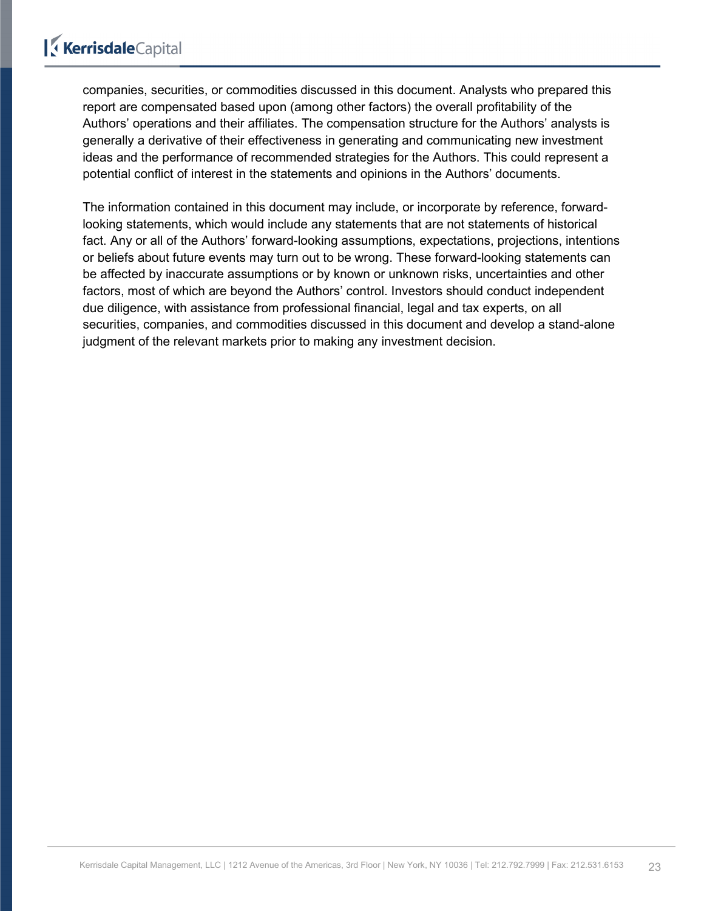companies, securities, or commodities discussed in this document. Analysts who prepared this report are compensated based upon (among other factors) the overall profitability of the Authors' operations and their affiliates. The compensation structure for the Authors' analysts is generally a derivative of their effectiveness in generating and communicating new investment ideas and the performance of recommended strategies for the Authors. This could represent a potential conflict of interest in the statements and opinions in the Authors' documents.

The information contained in this document may include, or incorporate by reference, forward-looking statements, which would include any statements that are not statements of historical fact. Any or all of the Authors' forward-looking assumptions, expectations, projections, intentions or beliefs about future events may turn out to be wrong. These forward-looking statements can be affected by inaccurate assumptions or by known or unknown risks, uncertainties and other factors, most of which are beyond the Authors' control. Investors should conduct independent due diligence, with assistance from professional financial, legal and tax experts, on all securities, companies, and commodities discussed in this document and develop a stand-alone judgment of the relevant markets prior to making any investment decision.